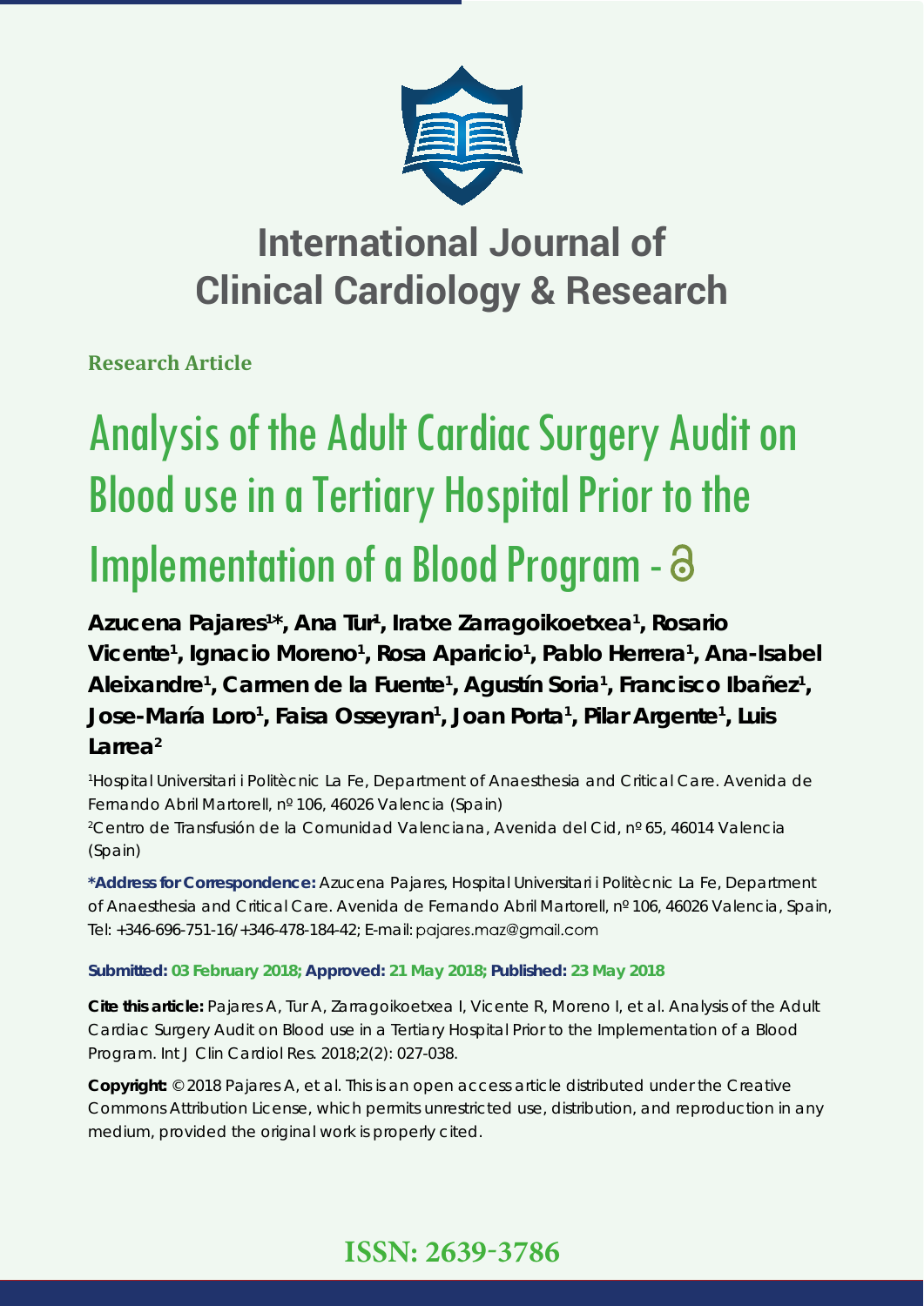# International Journal of Clinical Cardiology & Research

**Research Article**

# Analysis of the Adult Cardiac Surgery Audit on Blood use in a Tertiary Hospital Prior to the Implementation of a Blood Program -

**Azucena Pajares[1]*, Ana Tur[1], Iratxe Zarragoikoetxea[1], Rosario Vicente[1], Ignacio Moreno[1], Rosa Aparicio[1], Pablo Herrera[1], Ana-Isabel Aleixandre[1], Carmen de la Fuente[1], Agustín Soria[1], Francisco Ibañez[1], Jose-María Loro[1], Faisa Osseyran[1], Joan Porta[1], Pilar Argente[1], Luis Larrea[2]**

[1]Hospital Universitari i Politècnic La Fe, Department of Anaesthesia and Critical Care. Avenida de Fernando Abril Martorell, nº 106, 46026 Valencia (Spain)

[2]Centro de Transfusión de la Comunidad Valenciana, Avenida del Cid, nº 65, 46014 Valencia (Spain)

**\*Address for Correspondence:** Azucena Pajares, Hospital Universitari i Politècnic La Fe, Department of Anaesthesia and Critical Care. Avenida de Fernando Abril Martorell, nº 106, 46026 Valencia, Spain, Tel: +346-696-751-16/+346-478-184-42; E-mail: pajares.maz@gmail.com

**Submitted: 03 February 2018; Approved: 21 May 2018; Published: 23 May 2018**

**Cite this article:** Pajares A, Tur A, Zarragoikoetxea I, Vicente R, Moreno I, et al. Analysis of the Adult Cardiac Surgery Audit on Blood use in a Tertiary Hospital Prior to the Implementation of a Blood Program. Int J Clin Cardiol Res. 2018;2(2): 027-038.

**Copyright:** © 2018 Pajares A, et al. This is an open access article distributed under the Creative Commons Attribution License, which permits unrestricted use, distribution, and reproduction in any medium, provided the original work is properly cited.

**ISSN: 2639-3786**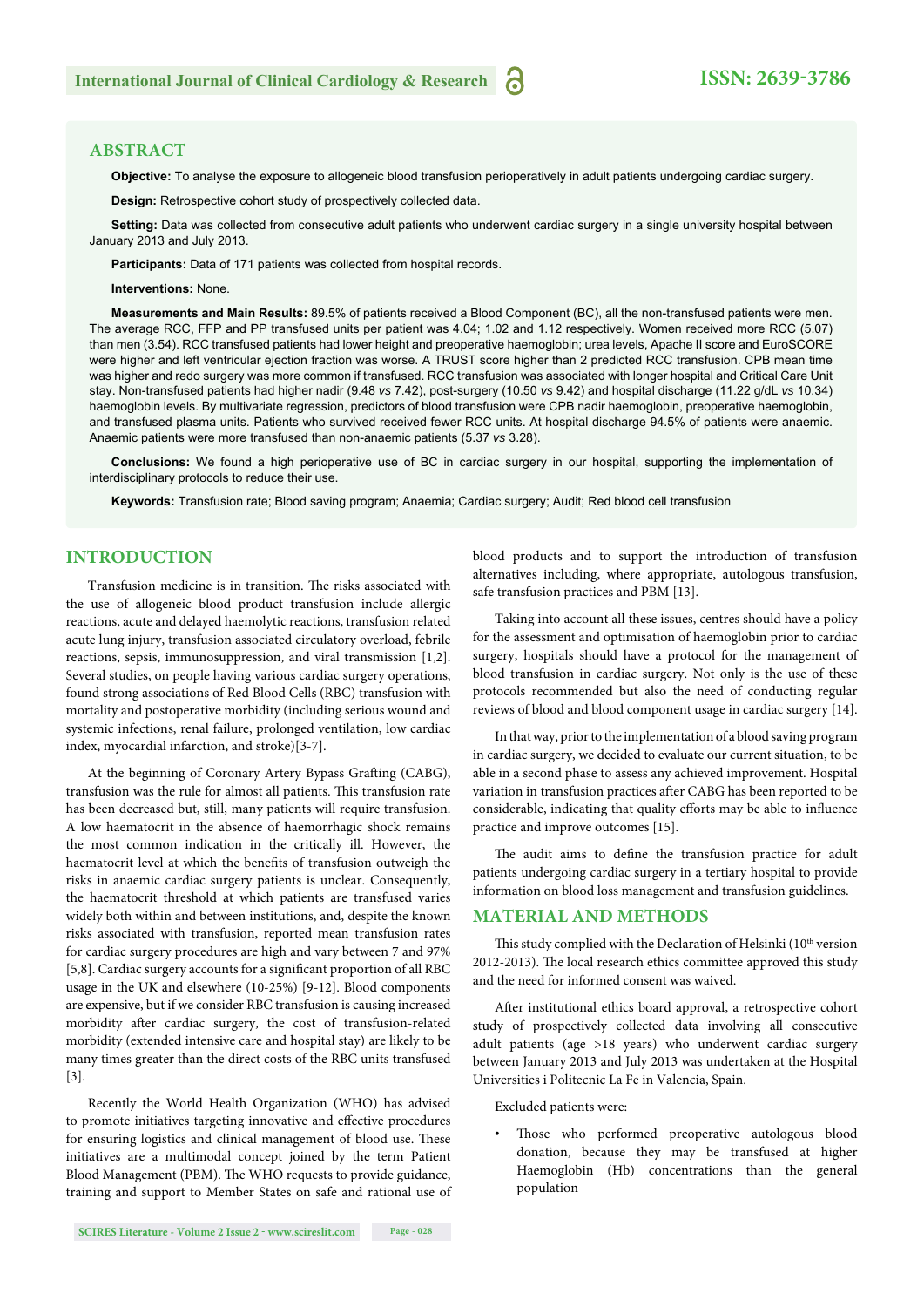## ABSTRACT

**Objective:** To analyse the exposure to allogeneic blood transfusion perioperatively in adult patients undergoing cardiac surgery.

**Design:** Retrospective cohort study of prospectively collected data.

**Setting:** Data was collected from consecutive adult patients who underwent cardiac surgery in a single university hospital between January 2013 and July 2013.

**Participants:** Data of 171 patients was collected from hospital records.

**Interventions:** None.

**Measurements and Main Results:** 89.5% of patients received a Blood Component (BC), all the non-transfused patients were men. The average RCC, FFP and PP transfused units per patient was 4.04; 1.02 and 1.12 respectively. Women received more RCC (5.07) than men (3.54). RCC transfused patients had lower height and preoperative haemoglobin; urea levels, Apache II score and EuroSCORE were higher and left ventricular ejection fraction was worse. A TRUST score higher than 2 predicted RCC transfusion. CPB mean time was higher and redo surgery was more common if transfused. RCC transfusion was associated with longer hospital and Critical Care Unit stay. Non-transfused patients had higher nadir (9.48 *vs* 7.42), post-surgery (10.50 *vs* 9.42) and hospital discharge (11.22 g/dL *vs* 10.34) haemoglobin levels. By multivariate regression, predictors of blood transfusion were CPB nadir haemoglobin, preoperative haemoglobin, and transfused plasma units. Patients who survived received fewer RCC units. At hospital discharge 94.5% of patients were anaemic. Anaemic patients were more transfused than non-anaemic patients (5.37 *vs* 3.28).

**Conclusions:** We found a high perioperative use of BC in cardiac surgery in our hospital, supporting the implementation of interdisciplinary protocols to reduce their use.

**Keywords:** Transfusion rate; Blood saving program; Anaemia; Cardiac surgery; Audit; Red blood cell transfusion

## INTRODUCTION

Transfusion medicine is in transition. The risks associated with the use of allogeneic blood product transfusion include allergic reactions, acute and delayed haemolytic reactions, transfusion related acute lung injury, transfusion associated circulatory overload, febrile reactions, sepsis, immunosuppression, and viral transmission [1,2]. Several studies, on people having various cardiac surgery operations, found strong associations of Red Blood Cells (RBC) transfusion with mortality and postoperative morbidity (including serious wound and systemic infections, renal failure, prolonged ventilation, low cardiac index, myocardial infarction, and stroke)[3-7].

At the beginning of Coronary Artery Bypass Grafting (CABG), transfusion was the rule for almost all patients. This transfusion rate has been decreased but, still, many patients will require transfusion. A low haematocrit in the absence of haemorrhagic shock remains the most common indication in the critically ill. However, the haematocrit level at which the benefits of transfusion outweigh the risks in anaemic cardiac surgery patients is unclear. Consequently, the haematocrit threshold at which patients are transfused varies widely both within and between institutions, and, despite the known risks associated with transfusion, reported mean transfusion rates for cardiac surgery procedures are high and vary between 7 and 97% [5,8]. Cardiac surgery accounts for a significant proportion of all RBC usage in the UK and elsewhere (10-25%) [9-12]. Blood components are expensive, but if we consider RBC transfusion is causing increased morbidity after cardiac surgery, the cost of transfusion-related morbidity (extended intensive care and hospital stay) are likely to be many times greater than the direct costs of the RBC units transfused [3].

Recently the World Health Organization (WHO) has advised to promote initiatives targeting innovative and effective procedures for ensuring logistics and clinical management of blood use. These initiatives are a multimodal concept joined by the term Patient Blood Management (PBM). The WHO requests to provide guidance, training and support to Member States on safe and rational use of blood products and to support the introduction of transfusion alternatives including, where appropriate, autologous transfusion, safe transfusion practices and PBM [13].

Taking into account all these issues, centres should have a policy for the assessment and optimisation of haemoglobin prior to cardiac surgery, hospitals should have a protocol for the management of blood transfusion in cardiac surgery. Not only is the use of these protocols recommended but also the need of conducting regular reviews of blood and blood component usage in cardiac surgery [14].

In that way, prior to the implementation of a blood saving program in cardiac surgery, we decided to evaluate our current situation, to be able in a second phase to assess any achieved improvement. Hospital variation in transfusion practices after CABG has been reported to be considerable, indicating that quality efforts may be able to influence practice and improve outcomes [15].

The audit aims to define the transfusion practice for adult patients undergoing cardiac surgery in a tertiary hospital to provide information on blood loss management and transfusion guidelines.

## MATERIAL AND METHODS

This study complied with the Declaration of Helsinki (10th version 2012-2013). The local research ethics committee approved this study and the need for informed consent was waived.

After institutional ethics board approval, a retrospective cohort study of prospectively collected data involving all consecutive adult patients (age >18 years) who underwent cardiac surgery between January 2013 and July 2013 was undertaken at the Hospital Universities i Politecnic La Fe in Valencia, Spain.

Excluded patients were:

- Those who performed preoperative autologous blood donation, because they may be transfused at higher Haemoglobin (Hb) concentrations than the general population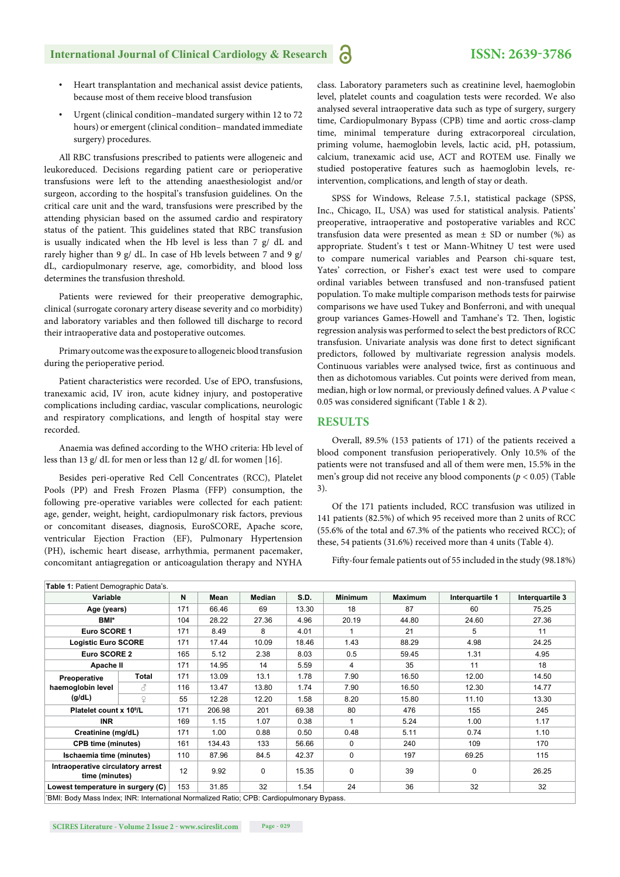- Heart transplantation and mechanical assist device patients, because most of them receive blood transfusion
- Urgent (clinical condition–mandated surgery within 12 to 72 hours) or emergent (clinical condition– mandated immediate surgery) procedures.

All RBC transfusions prescribed to patients were allogeneic and leukoreduced. Decisions regarding patient care or perioperative transfusions were left to the attending anaesthesiologist and/or surgeon, according to the hospital's transfusion guidelines. On the critical care unit and the ward, transfusions were prescribed by the attending physician based on the assumed cardio and respiratory status of the patient. This guidelines stated that RBC transfusion is usually indicated when the Hb level is less than 7 g/ dL and rarely higher than 9 g/ dL. In case of Hb levels between 7 and 9 g/ dL, cardiopulmonary reserve, age, comorbidity, and blood loss determines the transfusion threshold.

Patients were reviewed for their preoperative demographic, clinical (surrogate coronary artery disease severity and co morbidity) and laboratory variables and then followed till discharge to record their intraoperative data and postoperative outcomes.

Primary outcome was the exposure to allogeneic blood transfusion during the perioperative period.

Patient characteristics were recorded. Use of EPO, transfusions, tranexamic acid, IV iron, acute kidney injury, and postoperative complications including cardiac, vascular complications, neurologic and respiratory complications, and length of hospital stay were recorded.

Anaemia was defined according to the WHO criteria: Hb level of less than 13 g/ dL for men or less than 12 g/ dL for women [16].

Besides peri-operative Red Cell Concentrates (RCC), Platelet Pools (PP) and Fresh Frozen Plasma (FFP) consumption, the following pre-operative variables were collected for each patient: age, gender, weight, height, cardiopulmonary risk factors, previous or concomitant diseases, diagnosis, EuroSCORE, Apache score, ventricular Ejection Fraction (EF), Pulmonary Hypertension (PH), ischemic heart disease, arrhythmia, permanent pacemaker, concomitant antiagregation or anticoagulation therapy and NYHA class. Laboratory parameters such as creatinine level, haemoglobin level, platelet counts and coagulation tests were recorded. We also analysed several intraoperative data such as type of surgery, surgery time, Cardiopulmonary Bypass (CPB) time and aortic cross-clamp time, minimal temperature during extracorporeal circulation, priming volume, haemoglobin levels, lactic acid, pH, potassium, calcium, tranexamic acid use, ACT and ROTEM use. Finally we studied postoperative features such as haemoglobin levels, re-intervention, complications, and length of stay or death.

SPSS for Windows, Release 7.5.1, statistical package (SPSS, Inc., Chicago, IL, USA) was used for statistical analysis. Patients' preoperative, intraoperative and postoperative variables and RCC transfusion data were presented as mean ± SD or number (%) as appropriate. Student's t test or Mann-Whitney U test were used to compare numerical variables and Pearson chi-square test, Yates' correction, or Fisher's exact test were used to compare ordinal variables between transfused and non-transfused patient population. To make multiple comparison methods tests for pairwise comparisons we have used Tukey and Bonferroni, and with unequal group variances Games-Howell and Tamhane's T2. Then, logistic regression analysis was performed to select the best predictors of RCC transfusion. Univariate analysis was done first to detect significant predictors, followed by multivariate regression analysis models. Continuous variables were analysed twice, first as continuous and then as dichotomous variables. Cut points were derived from mean, median, high or low normal, or previously defined values. A *P* value < 0.05 was considered significant (Table 1 & 2).

## RESULTS

Overall, 89.5% (153 patients of 171) of the patients received a blood component transfusion perioperatively. Only 10.5% of the patients were not transfused and all of them were men, 15.5% in the men's group did not receive any blood components ($p < 0.05$) (Table 3).

Of the 171 patients included, RCC transfusion was utilized in 141 patients (82.5%) of which 95 received more than 2 units of RCC (55.6% of the total and 67.3% of the patients who received RCC); of these, 54 patients (31.6%) received more than 4 units (Table 4).

Fifty-four female patients out of 55 included in the study (98.18%)

**Table 1:** Patient Demographic Data's.

| Variable | | N | Mean | Median | S.D. | Minimum | Maximum | Interquartile 1 | Interquartile 3 |
|---|---|---|---|---|---|---|---|---|---|
| Age (years) | | 171 | 66.46 | 69 | 13.30 | 18 | 87 | 60 | 75,25 |
| BMI* | | 104 | 28.22 | 27.36 | 4.96 | 20.19 | 44.80 | 24.60 | 27.36 |
| Euro SCORE 1 | | 171 | 8.49 | 8 | 4.01 | 1 | 21 | 5 | 11 |
| Logistic Euro SCORE | | 171 | 17.44 | 10.09 | 18.46 | 1.43 | 88.29 | 4.98 | 24.25 |
| Euro SCORE 2 | | 165 | 5.12 | 2.38 | 8.03 | 0.5 | 59.45 | 1.31 | 4.95 |
| Apache II | | 171 | 14.95 | 14 | 5.59 | 4 | 35 | 11 | 18 |
| Preoperative haemoglobin level (g/dL) | Total | 171 | 13.09 | 13.1 | 1.78 | 7.90 | 16.50 | 12.00 | 14.50 |
| | ♂ | 116 | 13.47 | 13.80 | 1.74 | 7.90 | 16.50 | 12.30 | 14.77 |
| | ♀ | 55 | 12.28 | 12.20 | 1.58 | 8.20 | 15.80 | 11.10 | 13.30 |
| Platelet count x 10⁹/L | | 171 | 206.98 | 201 | 69.38 | 80 | 476 | 155 | 245 |
| INR | | 169 | 1.15 | 1.07 | 0.38 | 1 | 5.24 | 1.00 | 1.17 |
| Creatinine (mg/dL) | | 171 | 1.00 | 0.88 | 0.50 | 0.48 | 5.11 | 0.74 | 1.10 |
| CPB time (minutes) | | 161 | 134.43 | 133 | 56.66 | 0 | 240 | 109 | 170 |
| Ischaemia time (minutes) | | 110 | 87.96 | 84.5 | 42.37 | 0 | 197 | 69.25 | 115 |
| Intraoperative circulatory arrest time (minutes) | | 12 | 9.92 | 0 | 15.35 | 0 | 39 | 0 | 26.25 |
| Lowest temperature in surgery (C) | | 153 | 31.85 | 32 | 1.54 | 24 | 36 | 32 | 32 |

*BMI: Body Mass Index; INR: International Normalized Ratio; CPB: Cardiopulmonary Bypass.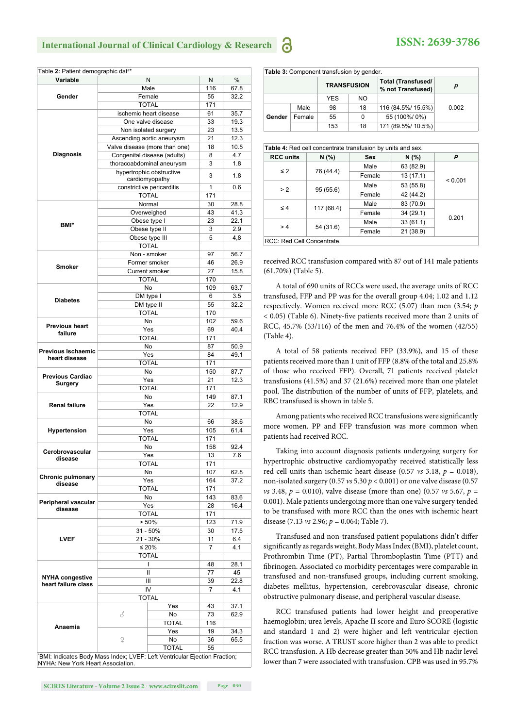Table 2: Patient demographic dat a*

| Variable | N | | N | % |
|---|---|---|---|---|
| Gender | Male | | 116 | 67.8 |
| | Female | | 55 | 32.2 |
| | TOTAL | | 171 | |
| Diagnosis | ischemic heart disease | | 61 | 35.7 |
| | One valve disease | | 33 | 19.3 |
| | Non isolated surgery | | 23 | 13.5 |
| | Ascending aortic aneurysm | | 21 | 12.3 |
| | Valve disease (more than one) | | 18 | 10.5 |
| | Congenital disease (adults) | | 8 | 4.7 |
| | thoracoabdominal aneurysm | | 3 | 1.8 |
| | hypertrophic obstructive cardiomyopathy | | 3 | 1.8 |
| | constrictive pericarditis | | 1 | 0.6 |
| | TOTAL | | 171 | |
| BMI* | Normal | | 30 | 28.8 |
| | Overweighed | | 43 | 41.3 |
| | Obese type I | | 23 | 22.1 |
| | Obese type II | | 3 | 2.9 |
| | Obese type III | | 5 | 4,8 |
| | TOTAL | | | |
| Smoker | Non - smoker | | 97 | 56.7 |
| | Former smoker | | 46 | 26.9 |
| | Current smoker | | 27 | 15.8 |
| | TOTAL | | 170 | |
| Diabetes | No | | 109 | 63.7 |
| | DM type I | | 6 | 3.5 |
| | DM type II | | 55 | 32.2 |
| | TOTAL | | 170 | |
| Previous heart failure | No | | 102 | 59.6 |
| | Yes | | 69 | 40.4 |
| | TOTAL | | 171 | |
| Previous Ischaemic heart disease | No | | 87 | 50.9 |
| | Yes | | 84 | 49.1 |
| | TOTAL | | 171 | |
| Previous Cardiac Surgery | No | | 150 | 87.7 |
| | Yes | | 21 | 12.3 |
| | TOTAL | | 171 | |
| Renal failure | No | | 149 | 87.1 |
| | Yes | | 22 | 12.9 |
| | TOTAL | | | |
| Hypertension | No | | 66 | 38.6 |
| | Yes | | 105 | 61.4 |
| | TOTAL | | 171 | |
| Cerobrovascular disease | No | | 158 | 92.4 |
| | Yes | | 13 | 7.6 |
| | TOTAL | | 171 | |
| Chronic pulmonary disease | No | | 107 | 62.8 |
| | Yes | | 164 | 37.2 |
| | TOTAL | | 171 | |
| Peripheral vascular disease | No | | 143 | 83.6 |
| | Yes | | 28 | 16.4 |
| | TOTAL | | 171 | |
| LVEF | > 50% | | 123 | 71.9 |
| | 31 - 50% | | 30 | 17.5 |
| | 21 - 30% | | 11 | 6.4 |
| | ≤ 20% | | 7 | 4.1 |
| | TOTAL | | | |
| NYHA congestive heart failure class | I | | 48 | 28.1 |
| | II | | 77 | 45 |
| | III | | 39 | 22.8 |
| | IV | | 7 | 4.1 |
| | TOTAL | | | |
| Anaemia | ♂ | Yes | 43 | 37.1 |
| | | No | 73 | 62.9 |
| | | TOTAL | 116 | |
| | ♀ | Yes | 19 | 34.3 |
| | | No | 36 | 65.5 |
| | | TOTAL | 55 | |

*BMI: Indicates Body Mass Index; LVEF: Left Ventricular Ejection Fraction; NYHA: New York Heart Association.

**Table 3:** Component transfusion by gender.

| | | TRANSFUSION | | Total (Transfused/ % not Transfused) | *p* |
|---|---|---|---|---|---|
| | | YES | NO | | |
| Gender | Male | 98 | 18 | 116 (84.5%/ 15.5%) | 0.002 |
| | Female | 55 | 0 | 55 (100%/ 0%) | |
| | | 153 | 18 | 171 (89.5%/ 10.5%) | |

**Table 4:** Red cell concentrate transfusion by units and sex.

| RCC units | N (%) | Sex | N (%) | P |
|---|---|---|---|---|
| ≤ 2 | 76 (44.4) | Male | 63 (82.9) | < 0.001 |
| | | Female | 13 (17.1) | |
| > 2 | 95 (55.6) | Male | 53 (55.8) | |
| | | Female | 42 (44.2) | |
| ≤ 4 | 117 (68.4) | Male | 83 (70.9) | 0.201 |
| | | Female | 34 (29.1) | |
| > 4 | 54 (31.6) | Male | 33 (61.1) | |
| | | Female | 21 (38.9) | |

RCC: Red Cell Concentrate.

received RCC transfusion compared with 87 out of 141 male patients (61.70%) (Table 5).

A total of 690 units of RCCs were used, the average units of RCC transfused, FFP and PP was for the overall group 4.04; 1.02 and 1.12 respectively. Women received more RCC (5.07) than men (3.54; *p* < 0.05) (Table 6). Ninety-five patients received more than 2 units of RCC, 45.7% (53/116) of the men and 76.4% of the women (42/55) (Table 4).

A total of 58 patients received FFP (33.9%), and 15 of these patients received more than 1 unit of FFP (8.8% of the total and 25.8% of those who received FFP). Overall, 71 patients received platelet transfusions (41.5%) and 37 (21.6%) received more than one platelet pool. The distribution of the number of units of FFP, platelets, and RBC transfused is shown in table 5.

Among patients who received RCC transfusions were significantly more women. PP and FFP transfusion was more common when patients had received RCC.

Taking into account diagnosis patients undergoing surgery for hypertrophic obstructive cardiomyopathy received statistically less red cell units than ischemic heart disease (0.57 *vs* 3.18, *p* = 0.018), non-isolated surgery (0.57 *vs* 5.30 *p* < 0.001) or one valve disease (0.57 *vs* 3.48, *p* = 0.010), valve disease (more than one) (0.57 *vs* 5.67, *p* = 0.001). Male patients undergoing more than one valve surgery tended to be transfused with more RCC than the ones with ischemic heart disease (7.13 *vs* 2.96; *p* = 0.064; Table 7).

Transfused and non-transfused patient populations didn't differ significantly as regards weight, Body Mass Index (BMI), platelet count, Prothrombin Time (PT), Partial Thromboplastin Time (PTT) and fibrinogen. Associated co morbidity percentages were comparable in transfused and non-transfused groups, including current smoking, diabetes mellitus, hypertension, cerebrovascular disease, chronic obstructive pulmonary disease, and peripheral vascular disease.

RCC transfused patients had lower height and preoperative haemoglobin; urea levels, Apache II score and Euro SCORE (logistic and standard 1 and 2) were higher and left ventricular ejection fraction was worse. A TRUST score higher than 2 was able to predict RCC transfusion. A Hb decrease greater than 50% and Hb nadir level lower than 7 were associated with transfusion. CPB was used in 95.7%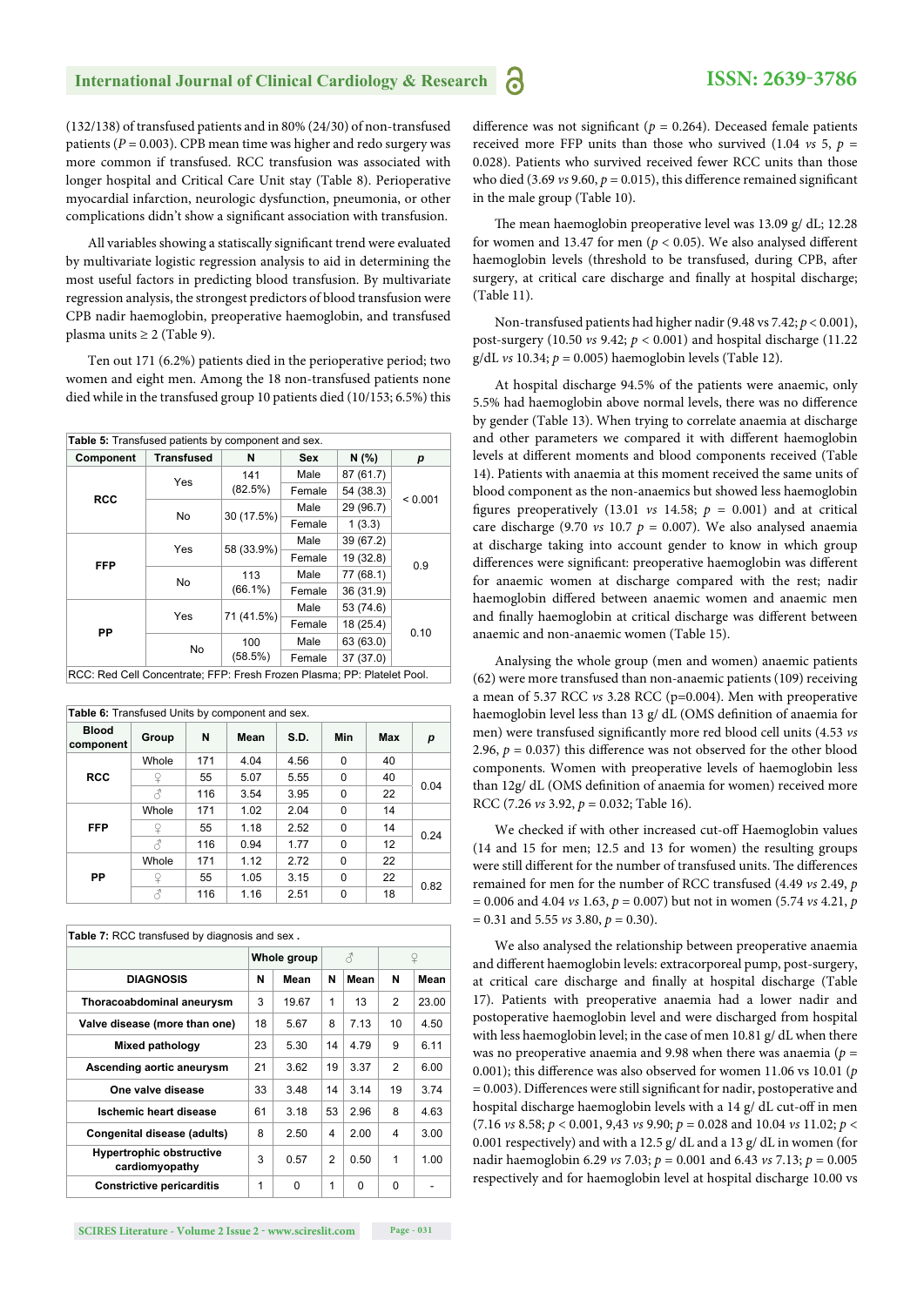(132/138) of transfused patients and in 80% (24/30) of non-transfused patients ($P = 0.003$). CPB mean time was higher and redo surgery was more common if transfused. RCC transfusion was associated with longer hospital and Critical Care Unit stay (Table 8). Perioperative myocardial infarction, neurologic dysfunction, pneumonia, or other complications didn't show a significant association with transfusion.

All variables showing a statiscally significant trend were evaluated by multivariate logistic regression analysis to aid in determining the most useful factors in predicting blood transfusion. By multivariate regression analysis, the strongest predictors of blood transfusion were CPB nadir haemoglobin, preoperative haemoglobin, and transfused plasma units ≥ 2 (Table 9).

Ten out 171 (6.2%) patients died in the perioperative period; two women and eight men. Among the 18 non-transfused patients none died while in the transfused group 10 patients died (10/153; 6.5%) this difference was not significant ($p = 0.264$). Deceased female patients received more FFP units than those who survived (1.04 *vs* 5, $p = 0.028$). Patients who survived received fewer RCC units than those who died (3.69 *vs* 9.60, $p = 0.015$), this difference remained significant in the male group (Table 10).

The mean haemoglobin preoperative level was 13.09 g/ dL; 12.28 for women and 13.47 for men ($p < 0.05$). We also analysed different haemoglobin levels (threshold to be transfused, during CPB, after surgery, at critical care discharge and finally at hospital discharge; (Table 11).

Non-transfused patients had higher nadir (9.48 vs 7.42; $p < 0.001$), post-surgery (10.50 *vs* 9.42; $p < 0.001$) and hospital discharge (11.22 g/dL *vs* 10.34; $p = 0.005$) haemoglobin levels (Table 12).

At hospital discharge 94.5% of the patients were anaemic, only 5.5% had haemoglobin above normal levels, there was no difference by gender (Table 13). When trying to correlate anaemia at discharge and other parameters we compared it with different haemoglobin levels at different moments and blood components received (Table 14). Patients with anaemia at this moment received the same units of blood component as the non-anaemics but showed less haemoglobin figures preoperatively (13.01 *vs* 14.58; $p = 0.001$) and at critical care discharge (9.70 *vs* 10.7 $p = 0.007$). We also analysed anaemia at discharge taking into account gender to know in which group differences were significant: preoperative haemoglobin was different for anaemic women at discharge compared with the rest; nadir haemoglobin differed between anaemic women and anaemic men and finally haemoglobin at critical discharge was different between anaemic and non-anaemic women (Table 15).

Analysing the whole group (men and women) anaemic patients (62) were more transfused than non-anaemic patients (109) receiving a mean of 5.37 RCC *vs* 3.28 RCC (p=0.004). Men with preoperative haemoglobin level less than 13 g/ dL (OMS definition of anaemia for men) were transfused significantly more red blood cell units (4.53 *vs* 2.96, $p = 0.037$) this difference was not observed for the other blood components. Women with preoperative levels of haemoglobin less than 12g/ dL (OMS definition of anaemia for women) received more RCC (7.26 *vs* 3.92, $p = 0.032$; Table 16).

We checked if with other increased cut-off Haemoglobin values (14 and 15 for men; 12.5 and 13 for women) the resulting groups were still different for the number of transfused units. The differences remained for men for the number of RCC transfused (4.49 *vs* 2.49, $p = 0.006$ and 4.04 *vs* 1.63, $p = 0.007$) but not in women (5.74 *vs* 4.21, $p = 0.31$ and 5.55 *vs* 3.80, $p = 0.30$).

We also analysed the relationship between preoperative anaemia and different haemoglobin levels: extracorporeal pump, post-surgery, at critical care discharge and finally at hospital discharge (Table 17). Patients with preoperative anaemia had a lower nadir and postoperative haemoglobin level and were discharged from hospital with less haemoglobin level; in the case of men 10.81 g/ dL when there was no preoperative anaemia and 9.98 when there was anaemia ($p = 0.001$); this difference was also observed for women 11.06 vs 10.01 ($p = 0.003$). Differences were still significant for nadir, postoperative and hospital discharge haemoglobin levels with a 14 g/ dL cut-off in men (7.16 *vs* 8.58; $p < 0.001$, 9,43 *vs* 9.90; $p = 0.028$ and 10.04 *vs* 11.02; $p < 0.001$ respectively) and with a 12.5 g/ dL and a 13 g/ dL in women (for nadir haemoglobin 6.29 *vs* 7.03; $p = 0.001$ and 6.43 *vs* 7.13; $p = 0.005$ respectively and for haemoglobin level at hospital discharge 10.00 vs

**Table 5:** Transfused patients by component and sex.

| Component | Transfused | N | Sex | N (%) | p |
|---|---|---|---|---|---|
| RCC | Yes | 141 (82.5%) | Male | 87 (61.7) | < 0.001 |
| | | | Female | 54 (38.3) | |
| | No | 30 (17.5%) | Male | 29 (96.7) | |
| | | | Female | 1 (3.3) | |
| FFP | Yes | 58 (33.9%) | Male | 39 (67.2) | 0.9 |
| | | | Female | 19 (32.8) | |
| | No | 113 (66.1%) | Male | 77 (68.1) | |
| | | | Female | 36 (31.9) | |
| PP | Yes | 71 (41.5%) | Male | 53 (74.6) | 0.10 |
| | | | Female | 18 (25.4) | |
| | No | 100 (58.5%) | Male | 63 (63.0) | |
| | | | Female | 37 (37.0) | |

RCC: Red Cell Concentrate; FFP: Fresh Frozen Plasma; PP: Platelet Pool.

**Table 6:** Transfused Units by component and sex.

| Blood component | Group | N | Mean | S.D. | Min | Max | p |
|---|---|---|---|---|---|---|---|
| RCC | Whole | 171 | 4.04 | 4.56 | 0 | 40 | |
| | ♀ | 55 | 5.07 | 5.55 | 0 | 40 | 0.04 |
| | ♂ | 116 | 3.54 | 3.95 | 0 | 22 | |
| FFP | Whole | 171 | 1.02 | 2.04 | 0 | 14 | |
| | ♀ | 55 | 1.18 | 2.52 | 0 | 14 | 0.24 |
| | ♂ | 116 | 0.94 | 1.77 | 0 | 12 | |
| PP | Whole | 171 | 1.12 | 2.72 | 0 | 22 | |
| | ♀ | 55 | 1.05 | 3.15 | 0 | 22 | 0.82 |
| | ♂ | 116 | 1.16 | 2.51 | 0 | 18 | |

**Table 7:** RCC transfused by diagnosis and sex.

| | Whole group | | ♂ | | ♀ | |
|---|---|---|---|---|---|---|
| DIAGNOSIS | N | Mean | N | Mean | N | Mean |
| Thoracoabdominal aneurysm | 3 | 19.67 | 1 | 13 | 2 | 23.00 |
| Valve disease (more than one) | 18 | 5.67 | 8 | 7.13 | 10 | 4.50 |
| Mixed pathology | 23 | 5.30 | 14 | 4.79 | 9 | 6.11 |
| Ascending aortic aneurysm | 21 | 3.62 | 19 | 3.37 | 2 | 6.00 |
| One valve disease | 33 | 3.48 | 14 | 3.14 | 19 | 3.74 |
| Ischemic heart disease | 61 | 3.18 | 53 | 2.96 | 8 | 4.63 |
| Congenital disease (adults) | 8 | 2.50 | 4 | 2.00 | 4 | 3.00 |
| Hypertrophic obstructive cardiomyopathy | 3 | 0.57 | 2 | 0.50 | 1 | 1.00 |
| Constrictive pericarditis | 1 | 0 | 1 | 0 | 0 | - |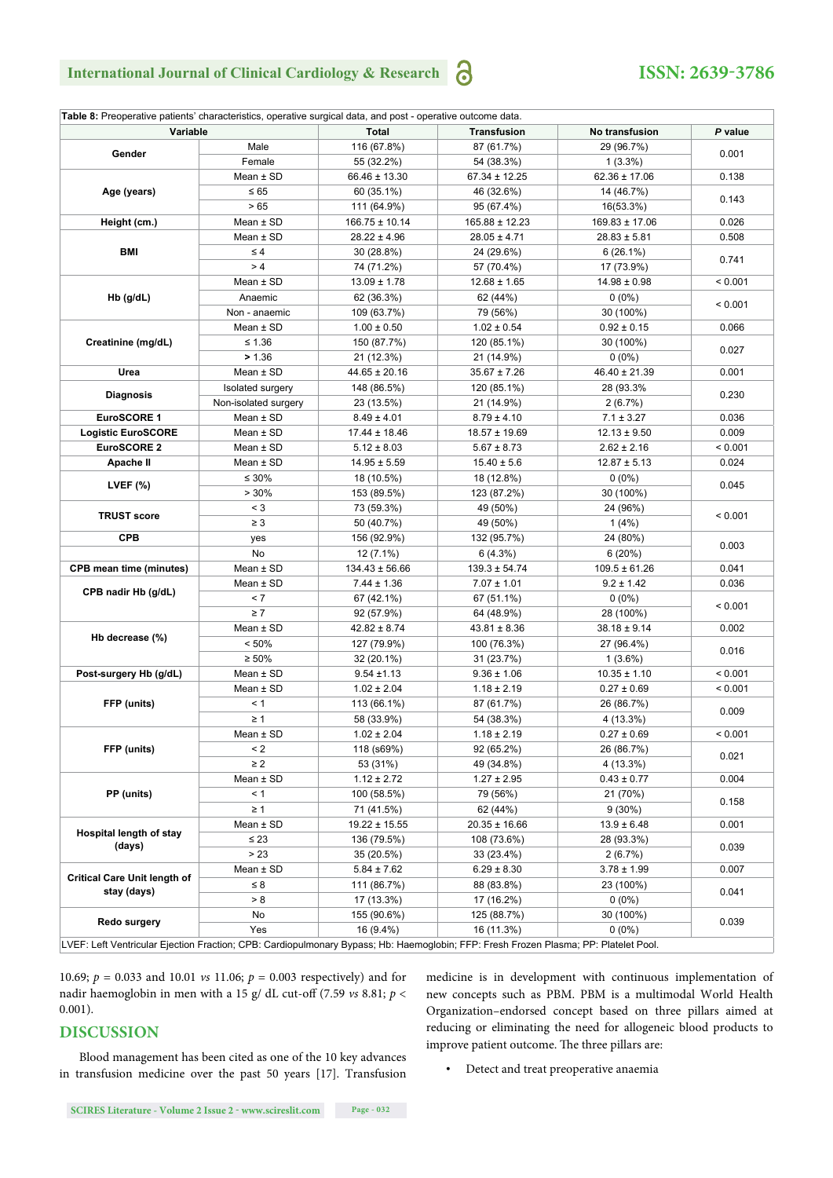**Table 8:** Preoperative patients' characteristics, operative surgical data, and post - operative outcome data.

| Variable | | Total | Transfusion | No transfusion | *P* value |
|---|---|---|---|---|---|
| **Gender** | Male | 116 (67.8%) | 87 (61.7%) | 29 (96.7%) | 0.001 |
| | Female | 55 (32.2%) | 54 (38.3%) | 1 (3.3%) | |
| **Age (years)** | Mean ± SD | 66.46 ± 13.30 | 67.34 ± 12.25 | 62.36 ± 17.06 | 0.138 |
| | ≤ 65 | 60 (35.1%) | 46 (32.6%) | 14 (46.7%) | 0.143 |
| | > 65 | 111 (64.9%) | 95 (67.4%) | 16(53.3%) | |
| **Height (cm.)** | Mean ± SD | 166.75 ± 10.14 | 165.88 ± 12.23 | 169.83 ± 17.06 | 0.026 |
| **BMI** | Mean ± SD | 28.22 ± 4.96 | 28.05 ± 4.71 | 28.83 ± 5.81 | 0.508 |
| | ≤ 4 | 30 (28.8%) | 24 (29.6%) | 6 (26.1%) | 0.741 |
| | > 4 | 74 (71.2%) | 57 (70.4%) | 17 (73.9%) | |
| **Hb (g/dL)** | Mean ± SD | 13.09 ± 1.78 | 12.68 ± 1.65 | 14.98 ± 0.98 | < 0.001 |
| | Anaemic | 62 (36.3%) | 62 (44%) | 0 (0%) | < 0.001 |
| | Non - anaemic | 109 (63.7%) | 79 (56%) | 30 (100%) | |
| **Creatinine (mg/dL)** | Mean ± SD | 1.00 ± 0.50 | 1.02 ± 0.54 | 0.92 ± 0.15 | 0.066 |
| | ≤ 1.36 | 150 (87.7%) | 120 (85.1%) | 30 (100%) | 0.027 |
| | > 1.36 | 21 (12.3%) | 21 (14.9%) | 0 (0%) | |
| **Urea** | Mean ± SD | 44.65 ± 20.16 | 35.67 ± 7.26 | 46.40 ± 21.39 | 0.001 |
| **Diagnosis** | Isolated surgery | 148 (86.5%) | 120 (85.1%) | 28 (93.3% | 0.230 |
| | Non-isolated surgery | 23 (13.5%) | 21 (14.9%) | 2 (6.7%) | |
| **EuroSCORE 1** | Mean ± SD | 8.49 ± 4.01 | 8.79 ± 4.10 | 7.1 ± 3.27 | 0.036 |
| **Logistic EuroSCORE** | Mean ± SD | 17.44 ± 18.46 | 18.57 ± 19.69 | 12.13 ± 9.50 | 0.009 |
| **EuroSCORE 2** | Mean ± SD | 5.12 ± 8.03 | 5.67 ± 8.73 | 2.62 ± 2.16 | < 0.001 |
| **Apache II** | Mean ± SD | 14.95 ± 5.59 | 15.40 ± 5.6 | 12.87 ± 5.13 | 0.024 |
| **LVEF (%)** | ≤ 30% | 18 (10.5%) | 18 (12.8%) | 0 (0%) | 0.045 |
| | > 30% | 153 (89.5%) | 123 (87.2%) | 30 (100%) | |
| **TRUST score** | < 3 | 73 (59.3%) | 49 (50%) | 24 (96%) | < 0.001 |
| | ≥ 3 | 50 (40.7%) | 49 (50%) | 1 (4%) | |
| **CPB** | yes | 156 (92.9%) | 132 (95.7%) | 24 (80%) | 0.003 |
| | No | 12 (7.1%) | 6 (4.3%) | 6 (20%) | |
| **CPB mean time (minutes)** | Mean ± SD | 134.43 ± 56.66 | 139.3 ± 54.74 | 109.5 ± 61.26 | 0.041 |
| **CPB nadir Hb (g/dL)** | Mean ± SD | 7.44 ± 1.36 | 7.07 ± 1.01 | 9.2 ± 1.42 | 0.036 |
| | < 7 | 67 (42.1%) | 67 (51.1%) | 0 (0%) | < 0.001 |
| | ≥ 7 | 92 (57.9%) | 64 (48.9%) | 28 (100%) | |
| **Hb decrease (%)** | Mean ± SD | 42.82 ± 8.74 | 43.81 ± 8.36 | 38.18 ± 9.14 | 0.002 |
| | < 50% | 127 (79.9%) | 100 (76.3%) | 27 (96.4%) | 0.016 |
| | ≥ 50% | 32 (20.1%) | 31 (23.7%) | 1 (3.6%) | |
| **Post-surgery Hb (g/dL)** | Mean ± SD | 9.54 ±1.13 | 9.36 ± 1.06 | 10.35 ± 1.10 | < 0.001 |
| **FFP (units)** | Mean ± SD | 1.02 ± 2.04 | 1.18 ± 2.19 | 0.27 ± 0.69 | < 0.001 |
| | < 1 | 113 (66.1%) | 87 (61.7%) | 26 (86.7%) | 0.009 |
| | ≥ 1 | 58 (33.9%) | 54 (38.3%) | 4 (13.3%) | |
| **FFP (units)** | Mean ± SD | 1.02 ± 2.04 | 1.18 ± 2.19 | 0.27 ± 0.69 | < 0.001 |
| | < 2 | 118 (s69%) | 92 (65.2%) | 26 (86.7%) | 0.021 |
| | ≥ 2 | 53 (31%) | 49 (34.8%) | 4 (13.3%) | |
| **PP (units)** | Mean ± SD | 1.12 ± 2.72 | 1.27 ± 2.95 | 0.43 ± 0.77 | 0.004 |
| | < 1 | 100 (58.5%) | 79 (56%) | 21 (70%) | 0.158 |
| | ≥ 1 | 71 (41.5%) | 62 (44%) | 9 (30%) | |
| **Hospital length of stay (days)** | Mean ± SD | 19.22 ± 15.55 | 20.35 ± 16.66 | 13.9 ± 6.48 | 0.001 |
| | ≤ 23 | 136 (79.5%) | 108 (73.6%) | 28 (93.3%) | 0.039 |
| | > 23 | 35 (20.5%) | 33 (23.4%) | 2 (6.7%) | |
| **Critical Care Unit length of stay (days)** | Mean ± SD | 5.84 ± 7.62 | 6.29 ± 8.30 | 3.78 ± 1.99 | 0.007 |
| | ≤ 8 | 111 (86.7%) | 88 (83.8%) | 23 (100%) | 0.041 |
| | > 8 | 17 (13.3%) | 17 (16.2%) | 0 (0%) | |
| **Redo surgery** | No | 155 (90.6%) | 125 (88.7%) | 30 (100%) | 0.039 |
| | Yes | 16 (9.4%) | 16 (11.3%) | 0 (0%) | |

LVEF: Left Ventricular Ejection Fraction; CPB: Cardiopulmonary Bypass; Hb: Haemoglobin; FFP: Fresh Frozen Plasma; PP: Platelet Pool.

10.69; $p$ = 0.033 and 10.01 *vs* 11.06; $p$ = 0.003 respectively) and for nadir haemoglobin in men with a 15 g/ dL cut-off (7.59 *vs* 8.81; $p$ < 0.001).

## DISCUSSION

Blood management has been cited as one of the 10 key advances in transfusion medicine over the past 50 years [17]. Transfusion medicine is in development with continuous implementation of new concepts such as PBM. PBM is a multimodal World Health Organization–endorsed concept based on three pillars aimed at reducing or eliminating the need for allogeneic blood products to improve patient outcome. The three pillars are:

- Detect and treat preoperative anaemia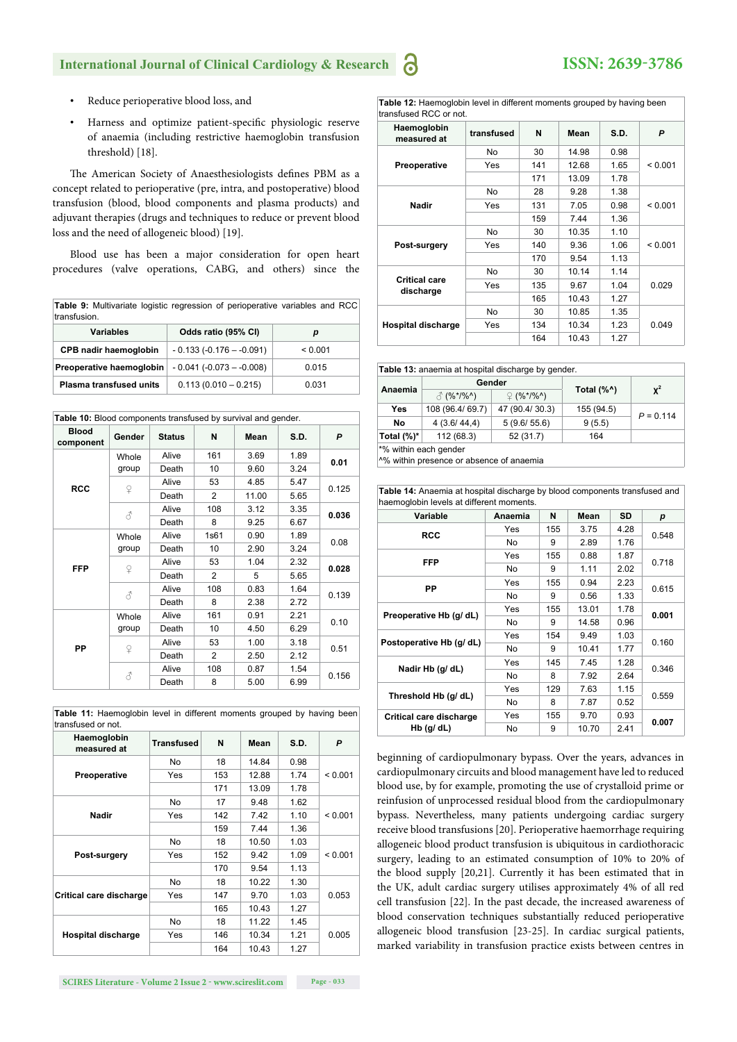- Reduce perioperative blood loss, and
- Harness and optimize patient-specific physiologic reserve of anaemia (including restrictive haemoglobin transfusion threshold) [18].

The American Society of Anaesthesiologists defines PBM as a concept related to perioperative (pre, intra, and postoperative) blood transfusion (blood, blood components and plasma products) and adjuvant therapies (drugs and techniques to reduce or prevent blood loss and the need of allogeneic blood) [19].

Blood use has been a major consideration for open heart procedures (valve operations, CABG, and others) since the beginning of cardiopulmonary bypass. Over the years, advances in cardiopulmonary circuits and blood management have led to reduced blood use, by for example, promoting the use of crystalloid prime or reinfusion of unprocessed residual blood from the cardiopulmonary bypass. Nevertheless, many patients undergoing cardiac surgery receive blood transfusions [20]. Perioperative haemorrhage requiring allogeneic blood product transfusion is ubiquitous in cardiothoracic surgery, leading to an estimated consumption of 10% to 20% of the blood supply [20,21]. Currently it has been estimated that in the UK, adult cardiac surgery utilises approximately 4% of all red cell transfusion [22]. In the past decade, the increased awareness of blood conservation techniques substantially reduced perioperative allogeneic blood transfusion [23-25]. In cardiac surgical patients, marked variability in transfusion practice exists between centres in

**Table 9:** Multivariate logistic regression of perioperative variables and RCC transfusion.

| Variables | Odds ratio (95% CI) | p |
|---|---|---|
| CPB nadir haemoglobin | - 0.133 (-0.176 – -0.091) | < 0.001 |
| Preoperative haemoglobin | - 0.041 (-0.073 – -0.008) | 0.015 |
| Plasma transfused units | 0.113 (0.010 – 0.215) | 0.031 |

**Table 10:** Blood components transfused by survival and gender.

| Blood component | Gender | Status | N | Mean | S.D. | P |
|---|---|---|---|---|---|---|
| RCC | Whole group | Alive | 161 | 3.69 | 1.89 | **0.01** |
| | | Death | 10 | 9.60 | 3.24 | |
| | ♀ | Alive | 53 | 4.85 | 5.47 | 0.125 |
| | | Death | 2 | 11.00 | 5.65 | |
| | ♂ | Alive | 108 | 3.12 | 3.35 | **0.036** |
| | | Death | 8 | 9.25 | 6.67 | |
| FFP | Whole group | Alive | 1s61 | 0.90 | 1.89 | 0.08 |
| | | Death | 10 | 2.90 | 3.24 | |
| | ♀ | Alive | 53 | 1.04 | 2.32 | **0.028** |
| | | Death | 2 | 5 | 5.65 | |
| | ♂ | Alive | 108 | 0.83 | 1.64 | 0.139 |
| | | Death | 8 | 2.38 | 2.72 | |
| PP | Whole group | Alive | 161 | 0.91 | 2.21 | 0.10 |
| | | Death | 10 | 4.50 | 6.29 | |
| | ♀ | Alive | 53 | 1.00 | 3.18 | 0.51 |
| | | Death | 2 | 2.50 | 2.12 | |
| | ♂ | Alive | 108 | 0.87 | 1.54 | 0.156 |
| | | Death | 8 | 5.00 | 6.99 | |

**Table 11:** Haemoglobin level in different moments grouped by having been transfused or not.

| Haemoglobin measured at | Transfused | N | Mean | S.D. | P |
|---|---|---|---|---|---|
| Preoperative | No | 18 | 14.84 | 0.98 | < 0.001 |
| | Yes | 153 | 12.88 | 1.74 | |
| | | 171 | 13.09 | 1.78 | |
| Nadir | No | 17 | 9.48 | 1.62 | < 0.001 |
| | Yes | 142 | 7.42 | 1.10 | |
| | | 159 | 7.44 | 1.36 | |
| Post-surgery | No | 18 | 10.50 | 1.03 | < 0.001 |
| | Yes | 152 | 9.42 | 1.09 | |
| | | 170 | 9.54 | 1.13 | |
| Critical care discharge | No | 18 | 10.22 | 1.30 | 0.053 |
| | Yes | 147 | 9.70 | 1.03 | |
| | | 165 | 10.43 | 1.27 | |
| Hospital discharge | No | 18 | 11.22 | 1.45 | 0.005 |
| | Yes | 146 | 10.34 | 1.21 | |
| | | 164 | 10.43 | 1.27 | |

**Table 12:** Haemoglobin level in different moments grouped by having been transfused RCC or not.

| Haemoglobin measured at | transfused | N | Mean | S.D. | P |
|---|---|---|---|---|---|
| Preoperative | No | 30 | 14.98 | 0.98 | < 0.001 |
| | Yes | 141 | 12.68 | 1.65 | |
| | | 171 | 13.09 | 1.78 | |
| Nadir | No | 28 | 9.28 | 1.38 | < 0.001 |
| | Yes | 131 | 7.05 | 0.98 | |
| | | 159 | 7.44 | 1.36 | |
| Post-surgery | No | 30 | 10.35 | 1.10 | < 0.001 |
| | Yes | 140 | 9.36 | 1.06 | |
| | | 170 | 9.54 | 1.13 | |
| Critical care discharge | No | 30 | 10.14 | 1.14 | 0.029 |
| | Yes | 135 | 9.67 | 1.04 | |
| | | 165 | 10.43 | 1.27 | |
| Hospital discharge | No | 30 | 10.85 | 1.35 | 0.049 |
| | Yes | 134 | 10.34 | 1.23 | |
| | | 164 | 10.43 | 1.27 | |

**Table 13:** anaemia at hospital discharge by gender.

| Anaemia | Gender | | Total (%^) | $\chi^2$ |
|---|---|---|---|---|
| | ♂ (%*/%^) | ♀ (%*/%^) | | |
| Yes | 108 (96.4/ 69.7) | 47 (90.4/ 30.3) | 155 (94.5) | P = 0.114 |
| No | 4 (3.6/ 44,4) | 5 (9.6/ 55.6) | 9 (5.5) | |
| Total (%)* | 112 (68.3) | 52 (31.7) | 164 | |

*% within each gender
^% within presence or absence of anaemia

**Table 14:** Anaemia at hospital discharge by blood components transfused and haemoglobin levels at different moments.

| Variable | Anaemia | N | Mean | SD | p |
|---|---|---|---|---|---|
| RCC | Yes | 155 | 3.75 | 4.28 | 0.548 |
| | No | 9 | 2.89 | 1.76 | |
| FFP | Yes | 155 | 0.88 | 1.87 | 0.718 |
| | No | 9 | 1.11 | 2.02 | |
| PP | Yes | 155 | 0.94 | 2.23 | 0.615 |
| | No | 9 | 0.56 | 1.33 | |
| Preoperative Hb (g/ dL) | Yes | 155 | 13.01 | 1.78 | **0.001** |
| | No | 9 | 14.58 | 0.96 | |
| Postoperative Hb (g/ dL) | Yes | 154 | 9.49 | 1.03 | 0.160 |
| | No | 9 | 10.41 | 1.77 | |
| Nadir Hb (g/ dL) | Yes | 145 | 7.45 | 1.28 | 0.346 |
| | No | 8 | 7.92 | 2.64 | |
| Threshold Hb (g/ dL) | Yes | 129 | 7.63 | 1.15 | 0.559 |
| | No | 8 | 7.87 | 0.52 | |
| Critical care discharge Hb (g/ dL) | Yes | 155 | 9.70 | 0.93 | **0.007** |
| | No | 9 | 10.70 | 2.41 | |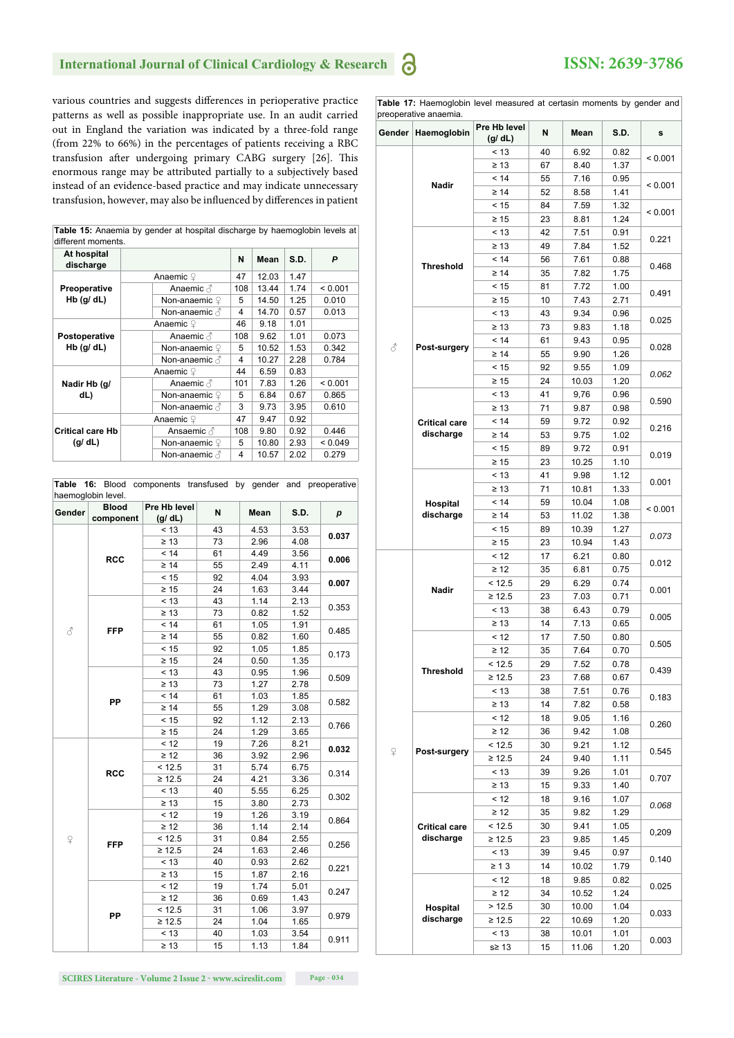various countries and suggests differences in perioperative practice patterns as well as possible inappropriate use. In an audit carried out in England the variation was indicated by a three-fold range (from 22% to 66%) in the percentages of patients receiving a RBC transfusion after undergoing primary CABG surgery [26]. This enormous range may be attributed partially to a subjectively based instead of an evidence-based practice and may indicate unnecessary transfusion, however, may also be influenced by differences in patient

**Table 15:** Anaemia by gender at hospital discharge by haemoglobin levels at different moments.

| At hospital discharge | | | N | Mean | S.D. | P |
|---|---|---|---|---|---|---|
| Preoperative Hb (g/ dL) | Anaemic ♀ | | 47 | 12.03 | 1.47 | |
| | | Anaemic ♂ | 108 | 13.44 | 1.74 | < 0.001 |
| | | Non-anaemic ♀ | 5 | 14.50 | 1.25 | 0.010 |
| | | Non-anaemic ♂ | 4 | 14.70 | 0.57 | 0.013 |
| Postoperative Hb (g/ dL) | Anaemic ♀ | | 46 | 9.18 | 1.01 | |
| | | Anaemic ♂ | 108 | 9.62 | 1.01 | 0.073 |
| | | Non-anaemic ♀ | 5 | 10.52 | 1.53 | 0.342 |
| | | Non-anaemic ♂ | 4 | 10.27 | 2.28 | 0.784 |
| Nadir Hb (g/ dL) | Anaemic ♀ | | 44 | 6.59 | 0.83 | |
| | | Anaemic ♂ | 101 | 7.83 | 1.26 | < 0.001 |
| | | Non-anaemic ♀ | 5 | 6.84 | 0.67 | 0.865 |
| | | Non-anaemic ♂ | 3 | 9.73 | 3.95 | 0.610 |
| Critical care Hb (g/ dL) | Anaemic ♀ | | 47 | 9.47 | 0.92 | |
| | | Ansaemic ♂ | 108 | 9.80 | 0.92 | 0.446 |
| | | Non-anaemic ♀ | 5 | 10.80 | 2.93 | < 0.049 |
| | | Non-anaemic ♂ | 4 | 10.57 | 2.02 | 0.279 |

**Table 16:** Blood components transfused by gender and preoperative haemoglobin level.

| Gender | Blood component | Pre Hb level (g/ dL) | N | Mean | S.D. | p |
|---|---|---|---|---|---|---|
| ♂ | RCC | < 13 | 43 | 4.53 | 3.53 | **0.037** |
| | | ≥ 13 | 73 | 2.96 | 4.08 | |
| | | < 14 | 61 | 4.49 | 3.56 | **0.006** |
| | | ≥ 14 | 55 | 2.49 | 4.11 | |
| | | < 15 | 92 | 4.04 | 3.93 | **0.007** |
| | | ≥ 15 | 24 | 1.63 | 3.44 | |
| | FFP | < 13 | 43 | 1.14 | 2.13 | 0.353 |
| | | ≥ 13 | 73 | 0.82 | 1.52 | |
| | | < 14 | 61 | 1.05 | 1.91 | 0.485 |
| | | ≥ 14 | 55 | 0.82 | 1.60 | |
| | | < 15 | 92 | 1.05 | 1.85 | 0.173 |
| | | ≥ 15 | 24 | 0.50 | 1.35 | |
| | PP | < 13 | 43 | 0.95 | 1.96 | 0.509 |
| | | ≥ 13 | 73 | 1.27 | 2.78 | |
| | | < 14 | 61 | 1.03 | 1.85 | 0.582 |
| | | ≥ 14 | 55 | 1.29 | 3.08 | |
| | | < 15 | 92 | 1.12 | 2.13 | 0.766 |
| | | ≥ 15 | 24 | 1.29 | 3.65 | |
| ♀ | RCC | < 12 | 19 | 7.26 | 8.21 | **0.032** |
| | | ≥ 12 | 36 | 3.92 | 2.96 | |
| | | < 12.5 | 31 | 5.74 | 6.75 | 0.314 |
| | | ≥ 12.5 | 24 | 4.21 | 3.36 | |
| | | < 13 | 40 | 5.55 | 6.25 | 0.302 |
| | | ≥ 13 | 15 | 3.80 | 2.73 | |
| | FFP | < 12 | 19 | 1.26 | 3.19 | 0.864 |
| | | ≥ 12 | 36 | 1.14 | 2.14 | |
| | | < 12.5 | 31 | 0.84 | 2.55 | 0.256 |
| | | ≥ 12.5 | 24 | 1.63 | 2.46 | |
| | | < 13 | 40 | 0.93 | 2.62 | 0.221 |
| | | ≥ 13 | 15 | 1.87 | 2.16 | |
| | PP | < 12 | 19 | 1.74 | 5.01 | 0.247 |
| | | ≥ 12 | 36 | 0.69 | 1.43 | |
| | | < 12.5 | 31 | 1.06 | 3.97 | 0.979 |
| | | ≥ 12.5 | 24 | 1.04 | 1.65 | |
| | | < 13 | 40 | 1.03 | 3.54 | 0.911 |
| | | ≥ 13 | 15 | 1.13 | 1.84 | |

**Table 17:** Haemoglobin level measured at certasin moments by gender and preoperative anaemia.

| Gender | Haemoglobin | Pre Hb level (g/ dL) | N | Mean | S.D. | s |
|---|---|---|---|---|---|---|
| ♂ | Nadir | < 13 | 40 | 6.92 | 0.82 | < 0.001 |
| | | ≥ 13 | 67 | 8.40 | 1.37 | |
| | | < 14 | 55 | 7.16 | 0.95 | < 0.001 |
| | | ≥ 14 | 52 | 8.58 | 1.41 | |
| | | < 15 | 84 | 7.59 | 1.32 | < 0.001 |
| | | ≥ 15 | 23 | 8.81 | 1.24 | |
| | Threshold | < 13 | 42 | 7.51 | 0.91 | 0.221 |
| | | ≥ 13 | 49 | 7.84 | 1.52 | |
| | | < 14 | 56 | 7.61 | 0.88 | 0.468 |
| | | ≥ 14 | 35 | 7.82 | 1.75 | |
| | | < 15 | 81 | 7.72 | 1.00 | 0.491 |
| | | ≥ 15 | 10 | 7.43 | 2.71 | |
| | Post-surgery | < 13 | 43 | 9.34 | 0.96 | 0.025 |
| | | ≥ 13 | 73 | 9.83 | 1.18 | |
| | | < 14 | 61 | 9.43 | 0.95 | 0.028 |
| | | ≥ 14 | 55 | 9.90 | 1.26 | |
| | | < 15 | 92 | 9.55 | 1.09 | *0.062* |
| | | ≥ 15 | 24 | 10.03 | 1.20 | |
| | Critical care discharge | < 13 | 41 | 9,76 | 0.96 | 0.590 |
| | | ≥ 13 | 71 | 9.87 | 0.98 | |
| | | < 14 | 59 | 9.72 | 0.92 | 0.216 |
| | | ≥ 14 | 53 | 9.75 | 1.02 | |
| | | < 15 | 89 | 9.72 | 0.91 | 0.019 |
| | | ≥ 15 | 23 | 10.25 | 1.10 | |
| | Hospital discharge | < 13 | 41 | 9.98 | 1.12 | 0.001 |
| | | ≥ 13 | 71 | 10.81 | 1.33 | |
| | | < 14 | 59 | 10.04 | 1.08 | < 0.001 |
| | | ≥ 14 | 53 | 11.02 | 1.38 | |
| | | < 15 | 89 | 10.39 | 1.27 | *0.073* |
| | | ≥ 15 | 23 | 10.94 | 1.43 | |
| ♀ | Nadir | < 12 | 17 | 6.21 | 0.80 | 0.012 |
| | | ≥ 12 | 35 | 6.81 | 0.75 | |
| | | < 12.5 | 29 | 6.29 | 0.74 | 0.001 |
| | | ≥ 12.5 | 23 | 7.03 | 0.71 | |
| | | < 13 | 38 | 6.43 | 0.79 | 0.005 |
| | | ≥ 13 | 14 | 7.13 | 0.65 | |
| | Threshold | < 12 | 17 | 7.50 | 0.80 | 0.505 |
| | | ≥ 12 | 35 | 7.64 | 0.70 | |
| | | < 12.5 | 29 | 7.52 | 0.78 | 0.439 |
| | | ≥ 12.5 | 23 | 7.68 | 0.67 | |
| | | < 13 | 38 | 7.51 | 0.76 | 0.183 |
| | | ≥ 13 | 14 | 7.82 | 0.58 | |
| | Post-surgery | < 12 | 18 | 9.05 | 1.16 | 0.260 |
| | | ≥ 12 | 36 | 9.42 | 1.08 | |
| | | < 12.5 | 30 | 9.21 | 1.12 | 0.545 |
| | | ≥ 12.5 | 24 | 9.40 | 1.11 | |
| | | < 13 | 39 | 9.26 | 1.01 | 0.707 |
| | | ≥ 13 | 15 | 9.33 | 1.40 | |
| | Critical care discharge | < 12 | 18 | 9.16 | 1.07 | *0.068* |
| | | ≥ 12 | 35 | 9.82 | 1.29 | |
| | | < 12.5 | 30 | 9.41 | 1.05 | 0,209 |
| | | ≥ 12.5 | 23 | 9.85 | 1.45 | |
| | | < 13 | 39 | 9.45 | 0.97 | 0.140 |
| | | ≥ 1 3 | 14 | 10.02 | 1.79 | |
| | Hospital discharge | < 12 | 18 | 9.85 | 0.82 | 0.025 |
| | | ≥ 12 | 34 | 10.52 | 1.24 | |
| | | > 12.5 | 30 | 10.00 | 1.04 | 0.033 |
| | | ≥ 12.5 | 22 | 10.69 | 1.20 | |
| | | < 13 | 38 | 10.01 | 1.01 | 0.003 |
| | | s≥ 13 | 15 | 11.06 | 1.20 | |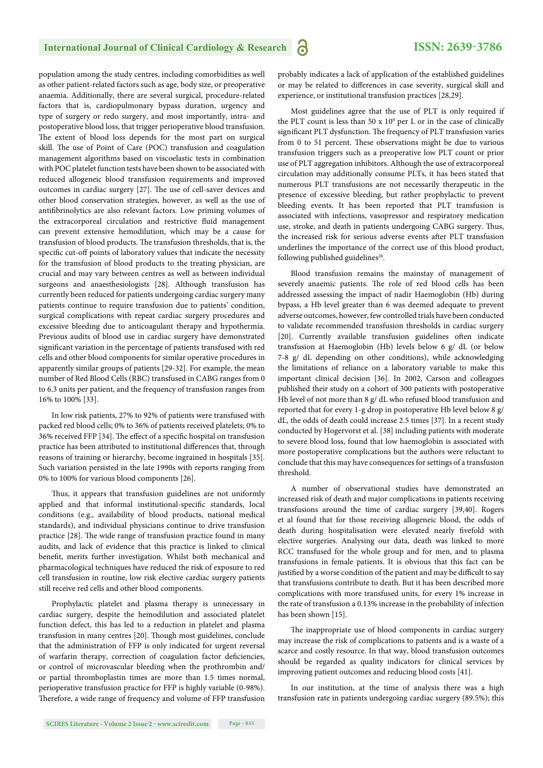population among the study centres, including comorbidities as well as other patient-related factors such as age, body size, or preoperative anaemia. Additionally, there are several surgical, procedure-related factors that is, cardiopulmonary bypass duration, urgency and type of surgery or redo surgery, and most importantly, intra- and postoperative blood loss, that trigger perioperative blood transfusion. The extent of blood loss depends for the most part on surgical skill. The use of Point of Care (POC) transfusion and coagulation management algorithms based on viscoelastic tests in combination with POC platelet function tests have been shown to be associated with reduced allogeneic blood transfusion requirements and improved outcomes in cardiac surgery [27]. The use of cell-saver devices and other blood conservation strategies, however, as well as the use of antifibrinolytics are also relevant factors. Low priming volumes of the extracorporeal circulation and restrictive fluid management can prevent extensive hemodilution, which may be a cause for transfusion of blood products. The transfusion thresholds, that is, the specific cut-off points of laboratory values that indicate the necessity for the transfusion of blood products to the treating physician, are crucial and may vary between centres as well as between individual surgeons and anaesthesiologists [28]. Although transfusion has currently been reduced for patients undergoing cardiac surgery many patients continue to require transfusion due to patients' condition, surgical complications with repeat cardiac surgery procedures and excessive bleeding due to anticoagulant therapy and hypothermia. Previous audits of blood use in cardiac surgery have demonstrated significant variation in the percentage of patients transfused with red cells and other blood components for similar operative procedures in apparently similar groups of patients [29-32]. For example, the mean number of Red Blood Cells (RBC) transfused in CABG ranges from 0 to 6.3 units per patient, and the frequency of transfusion ranges from 16% to 100% [33].

In low risk patients, 27% to 92% of patients were transfused with packed red blood cells; 0% to 36% of patients received platelets; 0% to 36% received FFP [34]. The effect of a specific hospital on transfusion practice has been attributed to institutional differences that, through reasons of training or hierarchy, become ingrained in hospitals [35]. Such variation persisted in the late 1990s with reports ranging from 0% to 100% for various blood components [26].

Thus, it appears that transfusion guidelines are not uniformly applied and that informal institutional-specific standards, local conditions (e.g., availability of blood products, national medical standards), and individual physicians continue to drive transfusion practice [28]. The wide range of transfusion practice found in many audits, and lack of evidence that this practice is linked to clinical benefit, merits further investigation. Whilst both mechanical and pharmacological techniques have reduced the risk of exposure to red cell transfusion in routine, low risk elective cardiac surgery patients still receive red cells and other blood components.

Prophylactic platelet and plasma therapy is unnecessary in cardiac surgery, despite the hemodilution and associated platelet function defect, this has led to a reduction in platelet and plasma transfusion in many centres [20]. Though most guidelines, conclude that the administration of FFP is only indicated for urgent reversal of warfarin therapy, correction of coagulation factor deficiencies, or control of microvascular bleeding when the prothrombin and/ or partial thromboplastin times are more than 1.5 times normal, perioperative transfusion practice for FFP is highly variable (0-98%). Therefore, a wide range of frequency and volume of FFP transfusion probably indicates a lack of application of the established guidelines or may be related to differences in case severity, surgical skill and experience, or institutional transfusion practices [28,29].

Most guidelines agree that the use of PLT is only required if the PLT count is less than 50 x $10^9$ per L or in the case of clinically significant PLT dysfunction. The frequency of PLT transfusion varies from 0 to 51 percent. These observations might be due to various transfusion triggers such as a preoperative low PLT count or prior use of PLT aggregation inhibitors. Although the use of extracorporeal circulation may additionally consume PLTs, it has been stated that numerous PLT transfusions are not necessarily therapeutic in the presence of excessive bleeding, but rather prophylactic to prevent bleeding events. It has been reported that PLT transfusion is associated with infections, vasopressor and respiratory medication use, stroke, and death in patients undergoing CABG surgery. Thus, the increased risk for serious adverse events after PLT transfusion underlines the importance of the correct use of this blood product, following published guidelines[28].

Blood transfusion remains the mainstay of management of severely anaemic patients. The role of red blood cells has been addressed assessing the impact of nadir Haemoglobin (Hb) during bypass, a Hb level greater than 6 was deemed adequate to prevent adverse outcomes, however, few controlled trials have been conducted to validate recommended transfusion thresholds in cardiac surgery [20]. Currently available transfusion guidelines often indicate transfusion at Haemoglobin (Hb) levels below 6 g/ dL (or below 7-8 g/ dL depending on other conditions), while acknowledging the limitations of reliance on a laboratory variable to make this important clinical decision [36]. In 2002, Carson and colleagues published their study on a cohort of 300 patients with postoperative Hb level of not more than 8 g/ dL who refused blood transfusion and reported that for every 1-g drop in postoperative Hb level below 8 g/ dL, the odds of death could increase 2.5 times [37]. In a recent study conducted by Hogervorst et al. [38] including patients with moderate to severe blood loss, found that low haemoglobin is associated with more postoperative complications but the authors were reluctant to conclude that this may have consequences for settings of a transfusion threshold.

A number of observational studies have demonstrated an increased risk of death and major complications in patients receiving transfusions around the time of cardiac surgery [39,40]. Rogers et al found that for those receiving allogeneic blood, the odds of death during hospitalisation were elevated nearly fivefold with elective surgeries. Analysing our data, death was linked to more RCC transfused for the whole group and for men, and to plasma transfusions in female patients. It is obvious that this fact can be justified by a worse condition of the patient and may be difficult to say that transfusions contribute to death. But it has been described more complications with more transfused units, for every 1% increase in the rate of transfusion a 0.13% increase in the probability of infection has been shown [15].

The inappropriate use of blood components in cardiac surgery may increase the risk of complications to patients and is a waste of a scarce and costly resource. In that way, blood transfusion outcomes should be regarded as quality indicators for clinical services by improving patient outcomes and reducing blood costs [41].

In our institution, at the time of analysis there was a high transfusion rate in patients undergoing cardiac surgery (89.5%); this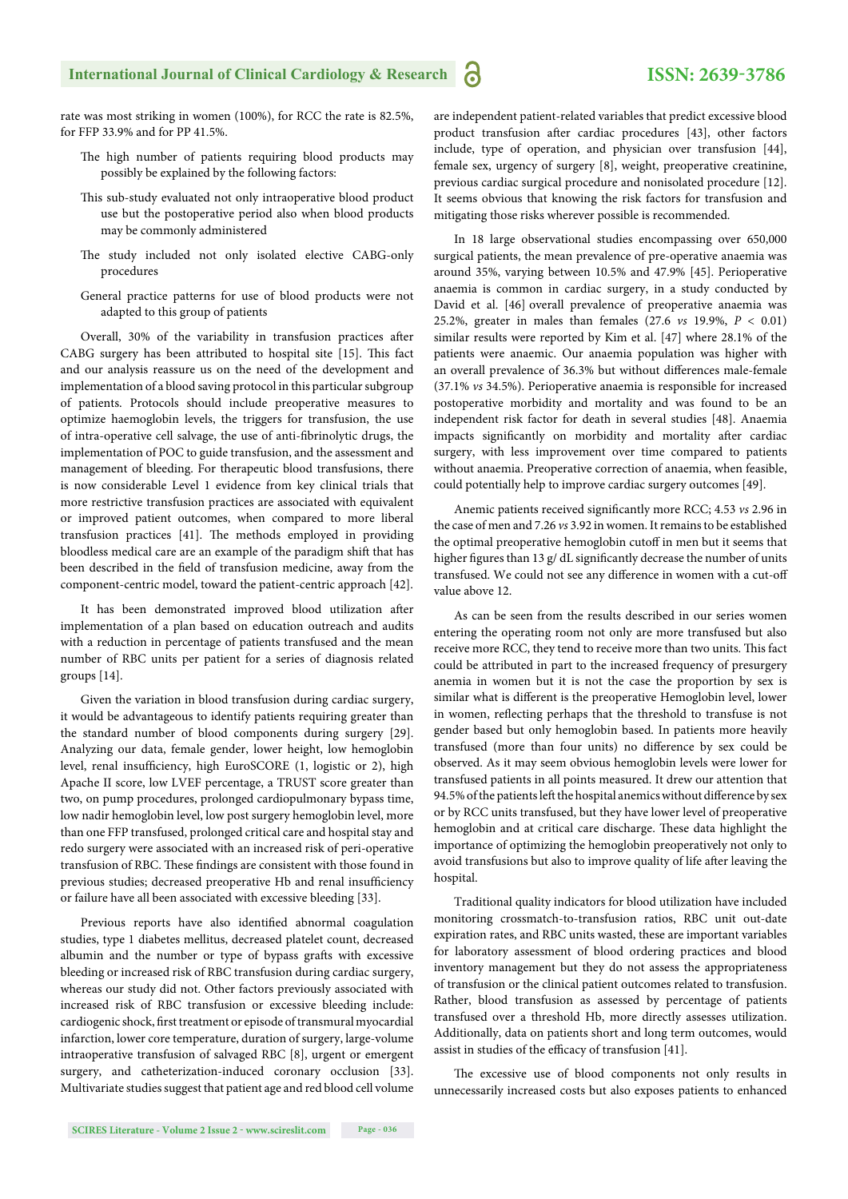rate was most striking in women (100%), for RCC the rate is 82.5%, for FFP 33.9% and for PP 41.5%.

The high number of patients requiring blood products may possibly be explained by the following factors:

This sub-study evaluated not only intraoperative blood product use but the postoperative period also when blood products may be commonly administered

The study included not only isolated elective CABG-only procedures

General practice patterns for use of blood products were not adapted to this group of patients

Overall, 30% of the variability in transfusion practices after CABG surgery has been attributed to hospital site [15]. This fact and our analysis reassure us on the need of the development and implementation of a blood saving protocol in this particular subgroup of patients. Protocols should include preoperative measures to optimize haemoglobin levels, the triggers for transfusion, the use of intra-operative cell salvage, the use of anti-fibrinolytic drugs, the implementation of POC to guide transfusion, and the assessment and management of bleeding. For therapeutic blood transfusions, there is now considerable Level 1 evidence from key clinical trials that more restrictive transfusion practices are associated with equivalent or improved patient outcomes, when compared to more liberal transfusion practices [41]. The methods employed in providing bloodless medical care are an example of the paradigm shift that has been described in the field of transfusion medicine, away from the component-centric model, toward the patient-centric approach [42].

It has been demonstrated improved blood utilization after implementation of a plan based on education outreach and audits with a reduction in percentage of patients transfused and the mean number of RBC units per patient for a series of diagnosis related groups [14].

Given the variation in blood transfusion during cardiac surgery, it would be advantageous to identify patients requiring greater than the standard number of blood components during surgery [29]. Analyzing our data, female gender, lower height, low hemoglobin level, renal insufficiency, high EuroSCORE (1, logistic or 2), high Apache II score, low LVEF percentage, a TRUST score greater than two, on pump procedures, prolonged cardiopulmonary bypass time, low nadir hemoglobin level, low post surgery hemoglobin level, more than one FFP transfused, prolonged critical care and hospital stay and redo surgery were associated with an increased risk of peri-operative transfusion of RBC. These findings are consistent with those found in previous studies; decreased preoperative Hb and renal insufficiency or failure have all been associated with excessive bleeding [33].

Previous reports have also identified abnormal coagulation studies, type 1 diabetes mellitus, decreased platelet count, decreased albumin and the number or type of bypass grafts with excessive bleeding or increased risk of RBC transfusion during cardiac surgery, whereas our study did not. Other factors previously associated with increased risk of RBC transfusion or excessive bleeding include: cardiogenic shock, first treatment or episode of transmural myocardial infarction, lower core temperature, duration of surgery, large-volume intraoperative transfusion of salvaged RBC [8], urgent or emergent surgery, and catheterization-induced coronary occlusion [33]. Multivariate studies suggest that patient age and red blood cell volume are independent patient-related variables that predict excessive blood product transfusion after cardiac procedures [43], other factors include, type of operation, and physician over transfusion [44], female sex, urgency of surgery [8], weight, preoperative creatinine, previous cardiac surgical procedure and nonisolated procedure [12]. It seems obvious that knowing the risk factors for transfusion and mitigating those risks wherever possible is recommended.

In 18 large observational studies encompassing over 650,000 surgical patients, the mean prevalence of pre-operative anaemia was around 35%, varying between 10.5% and 47.9% [45]. Perioperative anaemia is common in cardiac surgery, in a study conducted by David et al. [46] overall prevalence of preoperative anaemia was 25.2%, greater in males than females (27.6 *vs* 19.9%, $P < 0.01$) similar results were reported by Kim et al. [47] where 28.1% of the patients were anaemic. Our anaemia population was higher with an overall prevalence of 36.3% but without differences male-female (37.1% *vs* 34.5%). Perioperative anaemia is responsible for increased postoperative morbidity and mortality and was found to be an independent risk factor for death in several studies [48]. Anaemia impacts significantly on morbidity and mortality after cardiac surgery, with less improvement over time compared to patients without anaemia. Preoperative correction of anaemia, when feasible, could potentially help to improve cardiac surgery outcomes [49].

Anemic patients received significantly more RCC; 4.53 *vs* 2.96 in the case of men and 7.26 *vs* 3.92 in women. It remains to be established the optimal preoperative hemoglobin cutoff in men but it seems that higher figures than 13 g/ dL significantly decrease the number of units transfused. We could not see any difference in women with a cut-off value above 12.

As can be seen from the results described in our series women entering the operating room not only are more transfused but also receive more RCC, they tend to receive more than two units. This fact could be attributed in part to the increased frequency of presurgery anemia in women but it is not the case the proportion by sex is similar what is different is the preoperative Hemoglobin level, lower in women, reflecting perhaps that the threshold to transfuse is not gender based but only hemoglobin based. In patients more heavily transfused (more than four units) no difference by sex could be observed. As it may seem obvious hemoglobin levels were lower for transfused patients in all points measured. It drew our attention that 94.5% of the patients left the hospital anemics without difference by sex or by RCC units transfused, but they have lower level of preoperative hemoglobin and at critical care discharge. These data highlight the importance of optimizing the hemoglobin preoperatively not only to avoid transfusions but also to improve quality of life after leaving the hospital.

Traditional quality indicators for blood utilization have included monitoring crossmatch-to-transfusion ratios, RBC unit out-date expiration rates, and RBC units wasted, these are important variables for laboratory assessment of blood ordering practices and blood inventory management but they do not assess the appropriateness of transfusion or the clinical patient outcomes related to transfusion. Rather, blood transfusion as assessed by percentage of patients transfused over a threshold Hb, more directly assesses utilization. Additionally, data on patients short and long term outcomes, would assist in studies of the efficacy of transfusion [41].

The excessive use of blood components not only results in unnecessarily increased costs but also exposes patients to enhanced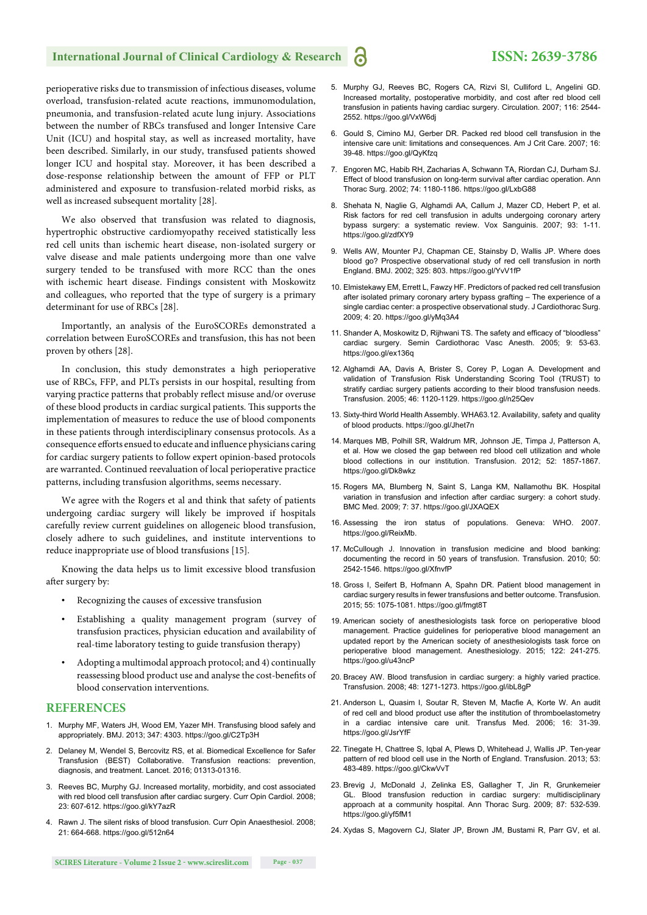perioperative risks due to transmission of infectious diseases, volume overload, transfusion-related acute reactions, immunomodulation, pneumonia, and transfusion-related acute lung injury. Associations between the number of RBCs transfused and longer Intensive Care Unit (ICU) and hospital stay, as well as increased mortality, have been described. Similarly, in our study, transfused patients showed longer ICU and hospital stay. Moreover, it has been described a dose-response relationship between the amount of FFP or PLT administered and exposure to transfusion-related morbid risks, as well as increased subsequent mortality [28].

We also observed that transfusion was related to diagnosis, hypertrophic obstructive cardiomyopathy received statistically less red cell units than ischemic heart disease, non-isolated surgery or valve disease and male patients undergoing more than one valve surgery tended to be transfused with more RCC than the ones with ischemic heart disease. Findings consistent with Moskowitz and colleagues, who reported that the type of surgery is a primary determinant for use of RBCs [28].

Importantly, an analysis of the EuroSCOREs demonstrated a correlation between EuroSCOREs and transfusion, this has not been proven by others [28].

In conclusion, this study demonstrates a high perioperative use of RBCs, FFP, and PLTs persists in our hospital, resulting from varying practice patterns that probably reflect misuse and/or overuse of these blood products in cardiac surgical patients. This supports the implementation of measures to reduce the use of blood components in these patients through interdisciplinary consensus protocols. As a consequence efforts ensued to educate and influence physicians caring for cardiac surgery patients to follow expert opinion-based protocols are warranted. Continued reevaluation of local perioperative practice patterns, including transfusion algorithms, seems necessary.

We agree with the Rogers et al and think that safety of patients undergoing cardiac surgery will likely be improved if hospitals carefully review current guidelines on allogeneic blood transfusion, closely adhere to such guidelines, and institute interventions to reduce inappropriate use of blood transfusions [15].

Knowing the data helps us to limit excessive blood transfusion after surgery by:

- Recognizing the causes of excessive transfusion
- Establishing a quality management program (survey of transfusion practices, physician education and availability of real-time laboratory testing to guide transfusion therapy)
- Adopting a multimodal approach protocol; and 4) continually reassessing blood product use and analyse the cost-benefits of blood conservation interventions.

## REFERENCES

1. Murphy MF, Waters JH, Wood EM, Yazer MH. Transfusing blood safely and appropriately. BMJ. 2013; 347: 4303. https://goo.gl/C2Tp3H
2. Delaney M, Wendel S, Bercovitz RS, et al. Biomedical Excellence for Safer Transfusion (BEST) Collaborative. Transfusion reactions: prevention, diagnosis, and treatment. Lancet. 2016; 01313-01316.
3. Reeves BC, Murphy GJ. Increased mortality, morbidity, and cost associated with red blood cell transfusion after cardiac surgery. Curr Opin Cardiol. 2008; 23: 607-612. https://goo.gl/kY7azR
4. Rawn J. The silent risks of blood transfusion. Curr Opin Anaesthesiol. 2008; 21: 664-668. https://goo.gl/512n64
5. Murphy GJ, Reeves BC, Rogers CA, Rizvi SI, Culliford L, Angelini GD. Increased mortality, postoperative morbidity, and cost after red blood cell transfusion in patients having cardiac surgery. Circulation. 2007; 116: 2544-2552. https://goo.gl/VxW6dj
6. Gould S, Cimino MJ, Gerber DR. Packed red blood cell transfusion in the intensive care unit: limitations and consequences. Am J Crit Care. 2007; 16: 39-48. https://goo.gl/QyKfzq
7. Engoren MC, Habib RH, Zacharias A, Schwann TA, Riordan CJ, Durham SJ. Effect of blood transfusion on long-term survival after cardiac operation. Ann Thorac Surg. 2002; 74: 1180-1186. https://goo.gl/LxbG88
8. Shehata N, Naglie G, Alghamdi AA, Callum J, Mazer CD, Hebert P, et al. Risk factors for red cell transfusion in adults undergoing coronary artery bypass surgery: a systematic review. Vox Sanguinis. 2007; 93: 1-11. https://goo.gl/zdfXY9
9. Wells AW, Mounter PJ, Chapman CE, Stainsby D, Wallis JP. Where does blood go? Prospective observational study of red cell transfusion in north England. BMJ. 2002; 325: 803. https://goo.gl/YvV1fP
10. Elmistekawy EM, Errett L, Fawzy HF. Predictors of packed red cell transfusion after isolated primary coronary artery bypass grafting – The experience of a single cardiac center: a prospective observational study. J Cardiothorac Surg. 2009; 4: 20. https://goo.gl/yMq3A4
11. Shander A, Moskowitz D, Rijhwani TS. The safety and efficacy of "bloodless" cardiac surgery. Semin Cardiothorac Vasc Anesth. 2005; 9: 53-63. https://goo.gl/ex136q
12. Alghamdi AA, Davis A, Brister S, Corey P, Logan A. Development and validation of Transfusion Risk Understanding Scoring Tool (TRUST) to stratify cardiac surgery patients according to their blood transfusion needs. Transfusion. 2005; 46: 1120-1129. https://goo.gl/n25Qev
13. Sixty-third World Health Assembly. WHA63.12. Availability, safety and quality of blood products. https://goo.gl/Jhet7n
14. Marques MB, Polhill SR, Waldrum MR, Johnson JE, Timpa J, Patterson A, et al. How we closed the gap between red blood cell utilization and whole blood collections in our institution. Transfusion. 2012; 52: 1857-1867. https://goo.gl/Dk8wkz
15. Rogers MA, Blumberg N, Saint S, Langa KM, Nallamothu BK. Hospital variation in transfusion and infection after cardiac surgery: a cohort study. BMC Med. 2009; 7: 37. https://goo.gl/JXAQEX
16. Assessing the iron status of populations. Geneva: WHO. 2007. https://goo.gl/ReixMb.
17. McCullough J. Innovation in transfusion medicine and blood banking: documenting the record in 50 years of transfusion. Transfusion. 2010; 50: 2542-1546. https://goo.gl/XfnvfP
18. Gross I, Seifert B, Hofmann A, Spahn DR. Patient blood management in cardiac surgery results in fewer transfusions and better outcome. Transfusion. 2015; 55: 1075-1081. https://goo.gl/fmgt8T
19. American society of anesthesiologists task force on perioperative blood management. Practice guidelines for perioperative blood management an updated report by the American society of anesthesiologists task force on perioperative blood management. Anesthesiology. 2015; 122: 241-275. https://goo.gl/u43ncP
20. Bracey AW. Blood transfusion in cardiac surgery: a highly varied practice. Transfusion. 2008; 48: 1271-1273. https://goo.gl/ibL8gP
21. Anderson L, Quasim I, Soutar R, Steven M, Macfie A, Korte W. An audit of red cell and blood product use after the institution of thromboelastometry in a cardiac intensive care unit. Transfus Med. 2006; 16: 31-39. https://goo.gl/JsrYfF
22. Tinegate H, Chattree S, Iqbal A, Plews D, Whitehead J, Wallis JP. Ten-year pattern of red blood cell use in the North of England. Transfusion. 2013; 53: 483-489. https://goo.gl/CkwVvT
23. Brevig J, McDonald J, Zelinka ES, Gallagher T, Jin R, Grunkemeier GL. Blood transfusion reduction in cardiac surgery: multidisciplinary approach at a community hospital. Ann Thorac Surg. 2009; 87: 532-539. https://goo.gl/yf5fM1
24. Xydas S, Magovern CJ, Slater JP, Brown JM, Bustami R, Parr GV, et al.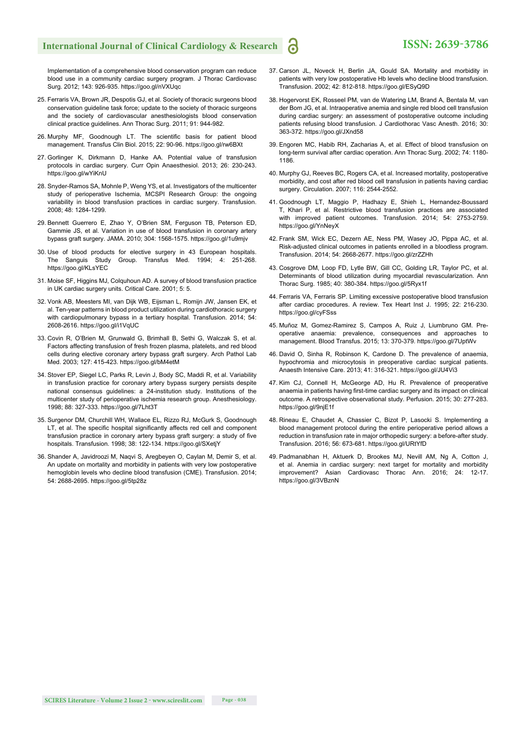Implementation of a comprehensive blood conservation program can reduce blood use in a community cardiac surgery program. J Thorac Cardiovasc Surg. 2012; 143: 926-935. https://goo.gl/nVXUqc

25. Ferraris VA, Brown JR, Despotis GJ, et al. Society of thoracic surgeons blood conservation guideline task force; update to the society of thoracic surgeons and the society of cardiovascular anesthesiologists blood conservation clinical practice guidelines. Ann Thorac Surg. 2011; 91: 944-982.

26. Murphy MF, Goodnough LT. The scientific basis for patient blood management. Transfus Clin Biol. 2015; 22: 90-96. https://goo.gl/rw6BXt

27. Gorlinger K, Dirkmann D, Hanke AA. Potential value of transfusion protocols in cardiac surgery. Curr Opin Anaesthesiol. 2013; 26: 230-243. https://goo.gl/wYiKnU

28. Snyder-Ramos SA, Mohnle P, Weng YS, et al. Investigators of the multicenter study of perioperative Ischemia, MCSPI Research Group: the ongoing variability in blood transfusion practices in cardiac surgery. Transfusion. 2008; 48: 1284-1299.

29. Bennett Guerrero E, Zhao Y, O'Brien SM, Ferguson TB, Peterson ED, Gammie JS, et al. Variation in use of blood transfusion in coronary artery bypass graft surgery. JAMA. 2010; 304: 1568-1575. https://goo.gl/1u9mjv

30. Use of blood products for elective surgery in 43 European hospitals. The Sanguis Study Group. Transfus Med. 1994; 4: 251-268. https://goo.gl/KLsYEC

31. Moise SF, Higgins MJ, Colquhoun AD. A survey of blood transfusion practice in UK cardiac surgery units. Critical Care. 2001; 5: 5.

32. Vonk AB, Meesters MI, van Dijk WB, Eijsman L, Romijn JW, Jansen EK, et al. Ten-year patterns in blood product utilization during cardiothoracic surgery with cardiopulmonary bypass in a tertiary hospital. Transfusion. 2014; 54: 2608-2616. https://goo.gl/i1VqUC

33. Covin R, O'Brien M, Grunwald G, Brimhall B, Sethi G, Walczak S, et al. Factors affecting transfusion of fresh frozen plasma, platelets, and red blood cells during elective coronary artery bypass graft surgery. Arch Pathol Lab Med. 2003; 127: 415-423. https://goo.gl/bM4etM

34. Stover EP, Siegel LC, Parks R, Levin J, Body SC, Maddi R, et al. Variability in transfusion practice for coronary artery bypass surgery persists despite national consensus guidelines: a 24-institution study. Institutions of the multicenter study of perioperative ischemia research group. Anesthesiology. 1998; 88: 327-333. https://goo.gl/7Lht3T

35. Surgenor DM, Churchill WH, Wallace EL, Rizzo RJ, McGurk S, Goodnough LT, et al. The specific hospital significantly affects red cell and component transfusion practice in coronary artery bypass graft surgery: a study of five hospitals. Transfusion. 1998; 38: 122-134. https://goo.gl/SXetjY

36. Shander A, Javidroozi M, Naqvi S, Aregbeyen O, Caylan M, Demir S, et al. An update on mortality and morbidity in patients with very low postoperative hemoglobin levels who decline blood transfusion (CME). Transfusion. 2014; 54: 2688-2695. https://goo.gl/5tp28z

37. Carson JL, Noveck H, Berlin JA, Gould SA. Mortality and morbidity in patients with very low postoperative Hb levels who decline blood transfusion. Transfusion. 2002; 42: 812-818. https://goo.gl/ESyQ9D

38. Hogervorst EK, Rosseel PM, van de Watering LM, Brand A, Bentala M, van der Bom JG, et al. Intraoperative anemia and single red blood cell transfusion during cardiac surgery: an assessment of postoperative outcome including patients refusing blood transfusion. J Cardiothorac Vasc Anesth. 2016; 30: 363-372. https://goo.gl/JXnd58

39. Engoren MC, Habib RH, Zacharias A, et al. Effect of blood transfusion on long-term survival after cardiac operation. Ann Thorac Surg. 2002; 74: 1180-1186.

40. Murphy GJ, Reeves BC, Rogers CA, et al. Increased mortality, postoperative morbidity, and cost after red blood cell transfusion in patients having cardiac surgery. Circulation. 2007; 116: 2544-2552.

41. Goodnough LT, Maggio P, Hadhazy E, Shieh L, Hernandez-Boussard T, Khari P, et al. Restrictive blood transfusion practices are associated with improved patient outcomes. Transfusion. 2014; 54: 2753-2759. https://goo.gl/YnNeyX

42. Frank SM, Wick EC, Dezern AE, Ness PM, Wasey JO, Pippa AC, et al. Risk-adjusted clinical outcomes in patients enrolled in a bloodless program. Transfusion. 2014; 54: 2668-2677. https://goo.gl/zrZZHh

43. Cosgrove DM, Loop FD, Lytle BW, Gill CC, Golding LR, Taylor PC, et al. Determinants of blood utilization during myocardial revascularization. Ann Thorac Surg. 1985; 40: 380-384. https://goo.gl/5Ryx1f

44. Ferraris VA, Ferraris SP. Limiting excessive postoperative blood transfusion after cardiac procedures. A review. Tex Heart Inst J. 1995; 22: 216-230. https://goo.gl/cyFSss

45. Muñoz M, Gomez-Ramirez S, Campos A, Ruiz J, Liumbruno GM. Pre-operative anaemia: prevalence, consequences and approaches to management. Blood Transfus. 2015; 13: 370-379. https://goo.gl/7UptWv

46. David O, Sinha R, Robinson K, Cardone D. The prevalence of anaemia, hypochromia and microcytosis in preoperative cardiac surgical patients. Anaesth Intensive Care. 2013; 41: 316-321. https://goo.gl/JU4Vi3

47. Kim CJ, Connell H, McGeorge AD, Hu R. Prevalence of preoperative anaemia in patients having first-time cardiac surgery and its impact on clinical outcome. A retrospective observational study. Perfusion. 2015; 30: 277-283. https://goo.gl/9njE1f

48. Rineau E, Chaudet A, Chassier C, Bizot P, Lasocki S. Implementing a blood management protocol during the entire perioperative period allows a reduction in transfusion rate in major orthopedic surgery: a before-after study. Transfusion. 2016; 56: 673-681. https://goo.gl/URtYfD

49. Padmanabhan H, Aktuerk D, Brookes MJ, Nevill AM, Ng A, Cotton J, et al. Anemia in cardiac surgery: next target for mortality and morbidity improvement? Asian Cardiovasc Thorac Ann. 2016; 24: 12-17. https://goo.gl/3VBznN